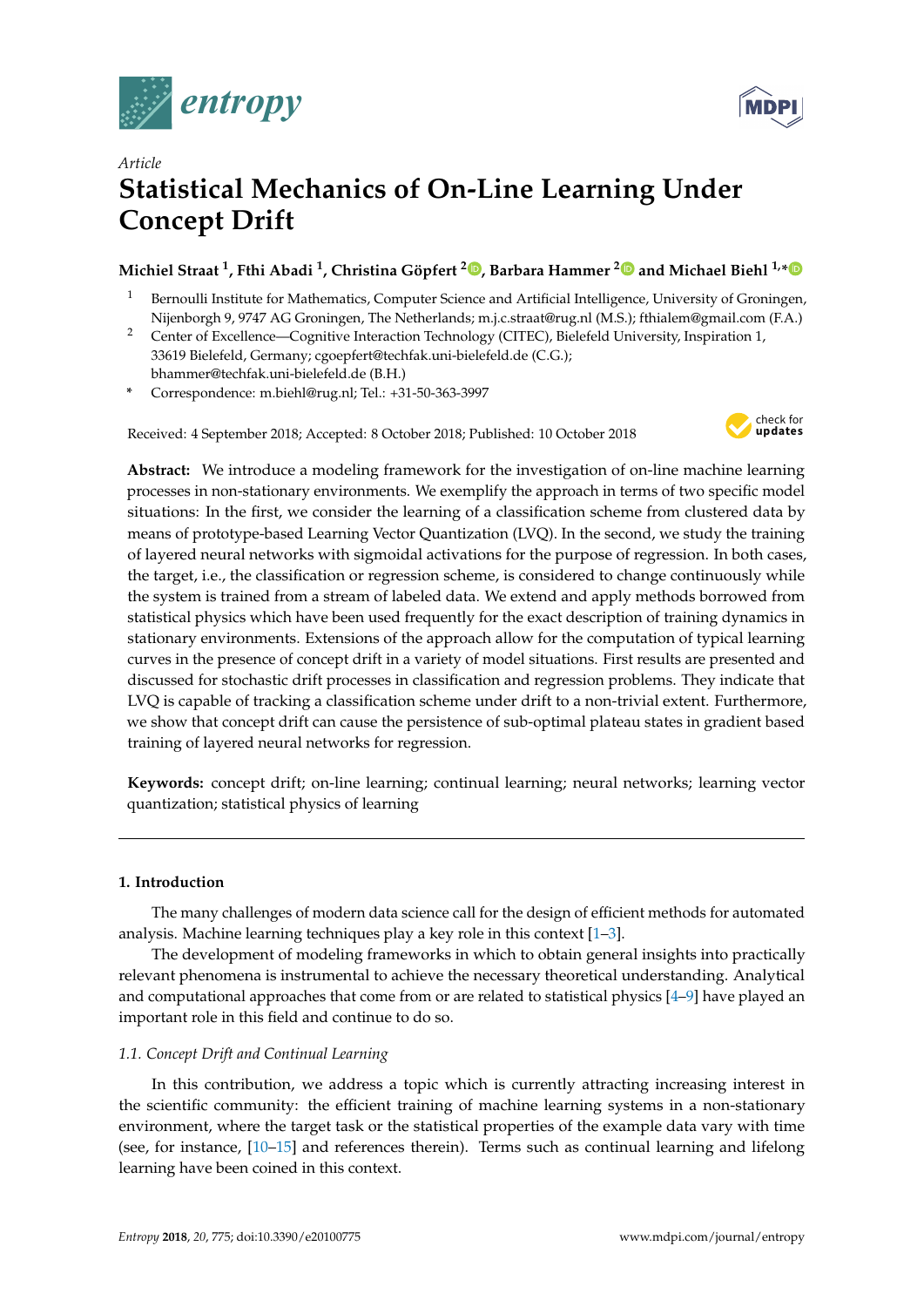*Article*

# Statistical Mechanics of On-Line Learning Under Concept Drift

**Michiel Straat [1], Fthi Abadi [1], Christina Göpfert [2], Barbara Hammer [2] and Michael Biehl [1,*]**

[1] Bernoulli Institute for Mathematics, Computer Science and Artificial Intelligence, University of Groningen, Nijenborgh 9, 9747 AG Groningen, The Netherlands; m.j.c.straat@rug.nl (M.S.); fthialem@gmail.com (F.A.)

[2] Center of Excellence—Cognitive Interaction Technology (CITEC), Bielefeld University, Inspiration 1, 33619 Bielefeld, Germany; cgoepfert@techfak.uni-bielefeld.de (C.G.); bhammer@techfak.uni-bielefeld.de (B.H.)

[*] Correspondence: m.biehl@rug.nl; Tel.: +31-50-363-3997

Received: 4 September 2018; Accepted: 8 October 2018; Published: 10 October 2018

**Abstract:** We introduce a modeling framework for the investigation of on-line machine learning processes in non-stationary environments. We exemplify the approach in terms of two specific model situations: In the first, we consider the learning of a classification scheme from clustered data by means of prototype-based Learning Vector Quantization (LVQ). In the second, we study the training of layered neural networks with sigmoidal activations for the purpose of regression. In both cases, the target, i.e., the classification or regression scheme, is considered to change continuously while the system is trained from a stream of labeled data. We extend and apply methods borrowed from statistical physics which have been used frequently for the exact description of training dynamics in stationary environments. Extensions of the approach allow for the computation of typical learning curves in the presence of concept drift in a variety of model situations. First results are presented and discussed for stochastic drift processes in classification and regression problems. They indicate that LVQ is capable of tracking a classification scheme under drift to a non-trivial extent. Furthermore, we show that concept drift can cause the persistence of sub-optimal plateau states in gradient based training of layered neural networks for regression.

**Keywords:** concept drift; on-line learning; continual learning; neural networks; learning vector quantization; statistical physics of learning

## 1. Introduction

The many challenges of modern data science call for the design of efficient methods for automated analysis. Machine learning techniques play a key role in this context [1–3].

The development of modeling frameworks in which to obtain general insights into practically relevant phenomena is instrumental to achieve the necessary theoretical understanding. Analytical and computational approaches that come from or are related to statistical physics [4–9] have played an important role in this field and continue to do so.

### 1.1. Concept Drift and Continual Learning

In this contribution, we address a topic which is currently attracting increasing interest in the scientific community: the efficient training of machine learning systems in a non-stationary environment, where the target task or the statistical properties of the example data vary with time (see, for instance, [10–15] and references therein). Terms such as continual learning and lifelong learning have been coined in this context.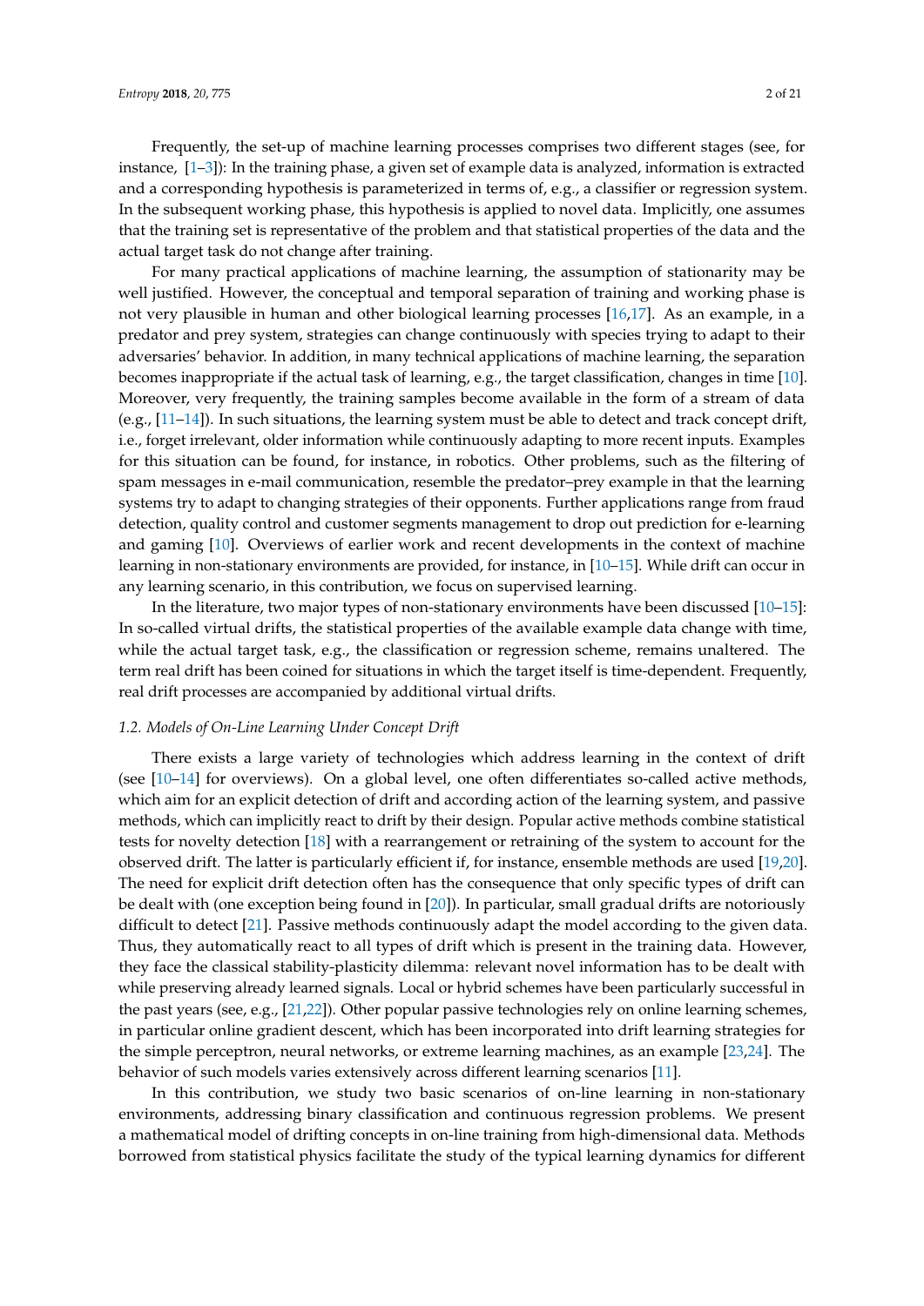Frequently, the set-up of machine learning processes comprises two different stages (see, for instance, [1–3]): In the training phase, a given set of example data is analyzed, information is extracted and a corresponding hypothesis is parameterized in terms of, e.g., a classifier or regression system. In the subsequent working phase, this hypothesis is applied to novel data. Implicitly, one assumes that the training set is representative of the problem and that statistical properties of the data and the actual target task do not change after training.

For many practical applications of machine learning, the assumption of stationarity may be well justified. However, the conceptual and temporal separation of training and working phase is not very plausible in human and other biological learning processes [16,17]. As an example, in a predator and prey system, strategies can change continuously with species trying to adapt to their adversaries' behavior. In addition, in many technical applications of machine learning, the separation becomes inappropriate if the actual task of learning, e.g., the target classification, changes in time [10]. Moreover, very frequently, the training samples become available in the form of a stream of data (e.g., [11–14]). In such situations, the learning system must be able to detect and track concept drift, i.e., forget irrelevant, older information while continuously adapting to more recent inputs. Examples for this situation can be found, for instance, in robotics. Other problems, such as the filtering of spam messages in e-mail communication, resemble the predator–prey example in that the learning systems try to adapt to changing strategies of their opponents. Further applications range from fraud detection, quality control and customer segments management to drop out prediction for e-learning and gaming [10]. Overviews of earlier work and recent developments in the context of machine learning in non-stationary environments are provided, for instance, in [10–15]. While drift can occur in any learning scenario, in this contribution, we focus on supervised learning.

In the literature, two major types of non-stationary environments have been discussed [10–15]: In so-called virtual drifts, the statistical properties of the available example data change with time, while the actual target task, e.g., the classification or regression scheme, remains unaltered. The term real drift has been coined for situations in which the target itself is time-dependent. Frequently, real drift processes are accompanied by additional virtual drifts.

### *1.2. Models of On-Line Learning Under Concept Drift*

There exists a large variety of technologies which address learning in the context of drift (see [10–14] for overviews). On a global level, one often differentiates so-called active methods, which aim for an explicit detection of drift and according action of the learning system, and passive methods, which can implicitly react to drift by their design. Popular active methods combine statistical tests for novelty detection [18] with a rearrangement or retraining of the system to account for the observed drift. The latter is particularly efficient if, for instance, ensemble methods are used [19,20]. The need for explicit drift detection often has the consequence that only specific types of drift can be dealt with (one exception being found in [20]). In particular, small gradual drifts are notoriously difficult to detect [21]. Passive methods continuously adapt the model according to the given data. Thus, they automatically react to all types of drift which is present in the training data. However, they face the classical stability-plasticity dilemma: relevant novel information has to be dealt with while preserving already learned signals. Local or hybrid schemes have been particularly successful in the past years (see, e.g., [21,22]). Other popular passive technologies rely on online learning schemes, in particular online gradient descent, which has been incorporated into drift learning strategies for the simple perceptron, neural networks, or extreme learning machines, as an example [23,24]. The behavior of such models varies extensively across different learning scenarios [11].

In this contribution, we study two basic scenarios of on-line learning in non-stationary environments, addressing binary classification and continuous regression problems. We present a mathematical model of drifting concepts in on-line training from high-dimensional data. Methods borrowed from statistical physics facilitate the study of the typical learning dynamics for different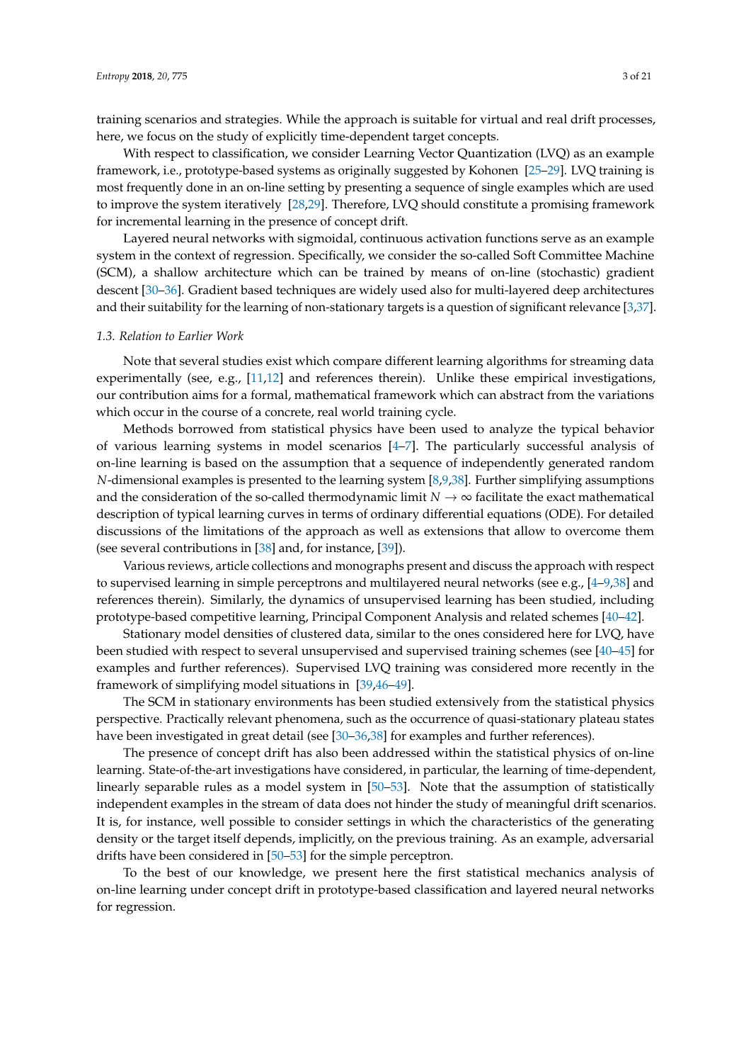training scenarios and strategies. While the approach is suitable for virtual and real drift processes, here, we focus on the study of explicitly time-dependent target concepts.

With respect to classification, we consider Learning Vector Quantization (LVQ) as an example framework, i.e., prototype-based systems as originally suggested by Kohonen [25–29]. LVQ training is most frequently done in an on-line setting by presenting a sequence of single examples which are used to improve the system iteratively [28,29]. Therefore, LVQ should constitute a promising framework for incremental learning in the presence of concept drift.

Layered neural networks with sigmoidal, continuous activation functions serve as an example system in the context of regression. Specifically, we consider the so-called Soft Committee Machine (SCM), a shallow architecture which can be trained by means of on-line (stochastic) gradient descent [30–36]. Gradient based techniques are widely used also for multi-layered deep architectures and their suitability for the learning of non-stationary targets is a question of significant relevance [3,37].

### 1.3. Relation to Earlier Work

Note that several studies exist which compare different learning algorithms for streaming data experimentally (see, e.g., [11,12] and references therein). Unlike these empirical investigations, our contribution aims for a formal, mathematical framework which can abstract from the variations which occur in the course of a concrete, real world training cycle.

Methods borrowed from statistical physics have been used to analyze the typical behavior of various learning systems in model scenarios [4–7]. The particularly successful analysis of on-line learning is based on the assumption that a sequence of independently generated random $N$-dimensional examples is presented to the learning system [8,9,38]. Further simplifying assumptions and the consideration of the so-called thermodynamic limit $N \to \infty$ facilitate the exact mathematical description of typical learning curves in terms of ordinary differential equations (ODE). For detailed discussions of the limitations of the approach as well as extensions that allow to overcome them (see several contributions in [38] and, for instance, [39]).

Various reviews, article collections and monographs present and discuss the approach with respect to supervised learning in simple perceptrons and multilayered neural networks (see e.g., [4–9,38] and references therein). Similarly, the dynamics of unsupervised learning has been studied, including prototype-based competitive learning, Principal Component Analysis and related schemes [40–42].

Stationary model densities of clustered data, similar to the ones considered here for LVQ, have been studied with respect to several unsupervised and supervised training schemes (see [40–45] for examples and further references). Supervised LVQ training was considered more recently in the framework of simplifying model situations in [39,46–49].

The SCM in stationary environments has been studied extensively from the statistical physics perspective. Practically relevant phenomena, such as the occurrence of quasi-stationary plateau states have been investigated in great detail (see [30–36,38] for examples and further references).

The presence of concept drift has also been addressed within the statistical physics of on-line learning. State-of-the-art investigations have considered, in particular, the learning of time-dependent, linearly separable rules as a model system in [50–53]. Note that the assumption of statistically independent examples in the stream of data does not hinder the study of meaningful drift scenarios. It is, for instance, well possible to consider settings in which the characteristics of the generating density or the target itself depends, implicitly, on the previous training. As an example, adversarial drifts have been considered in [50–53] for the simple perceptron.

To the best of our knowledge, we present here the first statistical mechanics analysis of on-line learning under concept drift in prototype-based classification and layered neural networks for regression.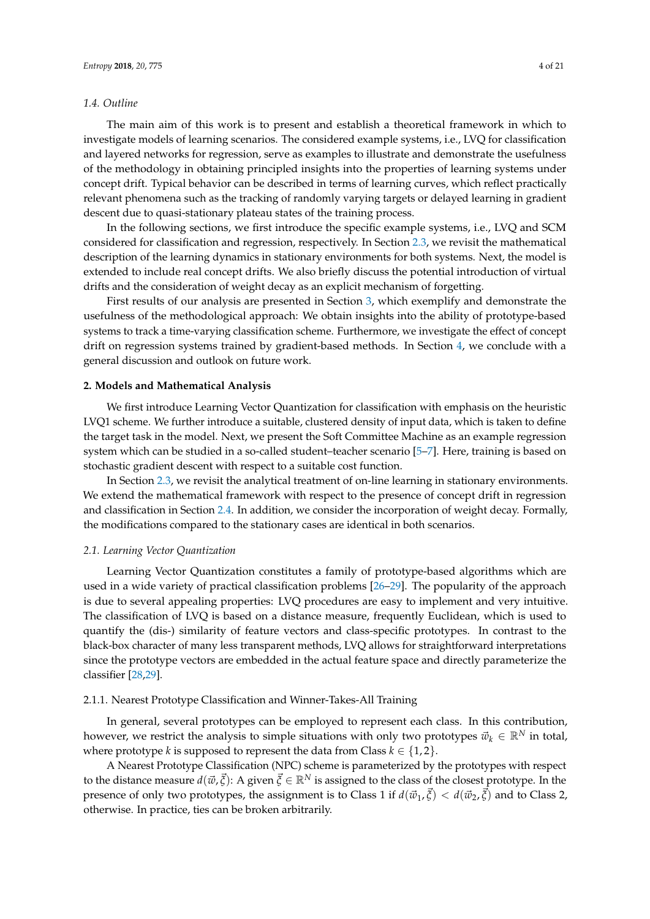### 1.4. Outline

The main aim of this work is to present and establish a theoretical framework in which to investigate models of learning scenarios. The considered example systems, i.e., LVQ for classification and layered networks for regression, serve as examples to illustrate and demonstrate the usefulness of the methodology in obtaining principled insights into the properties of learning systems under concept drift. Typical behavior can be described in terms of learning curves, which reflect practically relevant phenomena such as the tracking of randomly varying targets or delayed learning in gradient descent due to quasi-stationary plateau states of the training process.

In the following sections, we first introduce the specific example systems, i.e., LVQ and SCM considered for classification and regression, respectively. In Section 2.3, we revisit the mathematical description of the learning dynamics in stationary environments for both systems. Next, the model is extended to include real concept drifts. We also briefly discuss the potential introduction of virtual drifts and the consideration of weight decay as an explicit mechanism of forgetting.

First results of our analysis are presented in Section 3, which exemplify and demonstrate the usefulness of the methodological approach: We obtain insights into the ability of prototype-based systems to track a time-varying classification scheme. Furthermore, we investigate the effect of concept drift on regression systems trained by gradient-based methods. In Section 4, we conclude with a general discussion and outlook on future work.

## 2. Models and Mathematical Analysis

We first introduce Learning Vector Quantization for classification with emphasis on the heuristic LVQ1 scheme. We further introduce a suitable, clustered density of input data, which is taken to define the target task in the model. Next, we present the Soft Committee Machine as an example regression system which can be studied in a so-called student–teacher scenario [5–7]. Here, training is based on stochastic gradient descent with respect to a suitable cost function.

In Section 2.3, we revisit the analytical treatment of on-line learning in stationary environments. We extend the mathematical framework with respect to the presence of concept drift in regression and classification in Section 2.4. In addition, we consider the incorporation of weight decay. Formally, the modifications compared to the stationary cases are identical in both scenarios.

### 2.1. Learning Vector Quantization

Learning Vector Quantization constitutes a family of prototype-based algorithms which are used in a wide variety of practical classification problems [26–29]. The popularity of the approach is due to several appealing properties: LVQ procedures are easy to implement and very intuitive. The classification of LVQ is based on a distance measure, frequently Euclidean, which is used to quantify the (dis-) similarity of feature vectors and class-specific prototypes. In contrast to the black-box character of many less transparent methods, LVQ allows for straightforward interpretations since the prototype vectors are embedded in the actual feature space and directly parameterize the classifier [28,29].

#### 2.1.1. Nearest Prototype Classification and Winner-Takes-All Training

In general, several prototypes can be employed to represent each class. In this contribution, however, we restrict the analysis to simple situations with only two prototypes $\vec{w}_k \in \mathbb{R}^N$ in total, where prototype $k$ is supposed to represent the data from Class $k \in \{1, 2\}$.

A Nearest Prototype Classification (NPC) scheme is parameterized by the prototypes with respect to the distance measure $d(\vec{w}, \vec{\xi})$: A given $\vec{\xi} \in \mathbb{R}^N$ is assigned to the class of the closest prototype. In the presence of only two prototypes, the assignment is to Class 1 if $d(\vec{w}_1, \vec{\xi}) < d(\vec{w}_2, \vec{\xi})$ and to Class 2, otherwise. In practice, ties can be broken arbitrarily.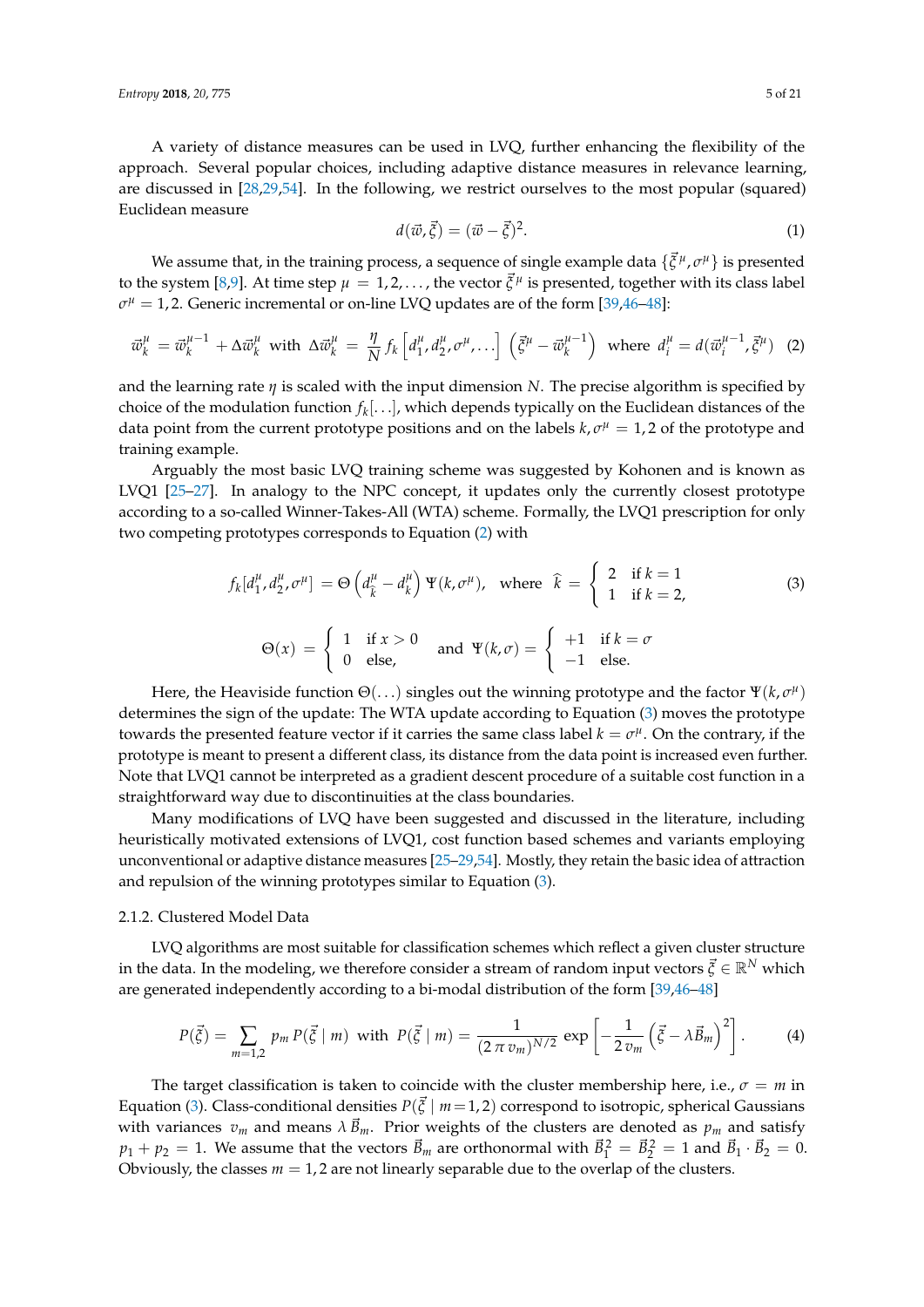A variety of distance measures can be used in LVQ, further enhancing the flexibility of the approach. Several popular choices, including adaptive distance measures in relevance learning, are discussed in [28,29,54]. In the following, we restrict ourselves to the most popular (squared) Euclidean measure

$$d(\vec{w}, \vec{\xi}) = (\vec{w} - \vec{\xi})^2. \tag{1}$$

We assume that, in the training process, a sequence of single example data $\{\vec{\xi}^{\,\mu}, \sigma^\mu\}$ is presented to the system [8,9]. At time step $\mu = 1, 2, \ldots$, the vector $\vec{\xi}^{\,\mu}$ is presented, together with its class label $\sigma^\mu = 1, 2$. Generic incremental or on-line LVQ updates are of the form [39,46–48]:

$$\vec{w}_k^{\mu} = \vec{w}_k^{\mu-1} + \Delta\vec{w}_k^{\mu} \;\text{ with }\; \Delta\vec{w}_k^{\mu} = \frac{\eta}{N}\, f_k\left[d_1^\mu, d_2^\mu, \sigma^\mu, \ldots\right]\left(\vec{\xi}^{\mu} - \vec{w}_k^{\mu-1}\right) \;\text{ where }\; d_i^\mu = d(\vec{w}_i^{\mu-1}, \vec{\xi}^{\mu}) \tag{2}$$

and the learning rate $\eta$ is scaled with the input dimension $N$. The precise algorithm is specified by choice of the modulation function $f_k[\ldots]$, which depends typically on the Euclidean distances of the data point from the current prototype positions and on the labels $k, \sigma^\mu = 1, 2$ of the prototype and training example.

Arguably the most basic LVQ training scheme was suggested by Kohonen and is known as LVQ1 [25–27]. In analogy to the NPC concept, it updates only the currently closest prototype according to a so-called Winner-Takes-All (WTA) scheme. Formally, the LVQ1 prescription for only two competing prototypes corresponds to Equation (2) with

$$f_k[d_1^\mu, d_2^\mu, \sigma^\mu] = \Theta\left(d_{\widehat{k}}^\mu - d_k^\mu\right)\Psi(k, \sigma^\mu), \quad \text{where } \; \widehat{k} = \begin{cases} 2 & \text{if } k = 1 \\ 1 & \text{if } k = 2, \end{cases} \tag{3}$$

$$\Theta(x) = \begin{cases} 1 & \text{if } x > 0 \\ 0 & \text{else,} \end{cases} \quad \text{and} \quad \Psi(k, \sigma) = \begin{cases} +1 & \text{if } k = \sigma \\ -1 & \text{else.} \end{cases}$$

Here, the Heaviside function $\Theta(\ldots)$ singles out the winning prototype and the factor $\Psi(k, \sigma^\mu)$ determines the sign of the update: The WTA update according to Equation (3) moves the prototype towards the presented feature vector if it carries the same class label $k = \sigma^\mu$. On the contrary, if the prototype is meant to present a different class, its distance from the data point is increased even further. Note that LVQ1 cannot be interpreted as a gradient descent procedure of a suitable cost function in a straightforward way due to discontinuities at the class boundaries.

Many modifications of LVQ have been suggested and discussed in the literature, including heuristically motivated extensions of LVQ1, cost function based schemes and variants employing unconventional or adaptive distance measures [25–29,54]. Mostly, they retain the basic idea of attraction and repulsion of the winning prototypes similar to Equation (3).

### 2.1.2. Clustered Model Data

LVQ algorithms are most suitable for classification schemes which reflect a given cluster structure in the data. In the modeling, we therefore consider a stream of random input vectors $\vec{\xi} \in \mathbb{R}^N$ which are generated independently according to a bi-modal distribution of the form [39,46–48]

$$P(\vec{\xi}) = \sum_{m=1,2} p_m\, P(\vec{\xi} \mid m) \;\text{ with }\; P(\vec{\xi} \mid m) = \frac{1}{(2\,\pi\, v_m)^{N/2}} \exp\left[-\frac{1}{2\, v_m}\left(\vec{\xi} - \lambda \vec{B}_m\right)^2\right]. \tag{4}$$

The target classification is taken to coincide with the cluster membership here, i.e., $\sigma = m$ in Equation (3). Class-conditional densities $P(\vec{\xi} \mid m{=}1,2)$ correspond to isotropic, spherical Gaussians with variances $v_m$ and means $\lambda\,\vec{B}_m$. Prior weights of the clusters are denoted as $p_m$ and satisfy $p_1 + p_2 = 1$. We assume that the vectors $\vec{B}_m$ are orthonormal with $\vec{B}_1^2 = \vec{B}_2^2 = 1$ and $\vec{B}_1 \cdot \vec{B}_2 = 0$. Obviously, the classes $m = 1, 2$ are not linearly separable due to the overlap of the clusters.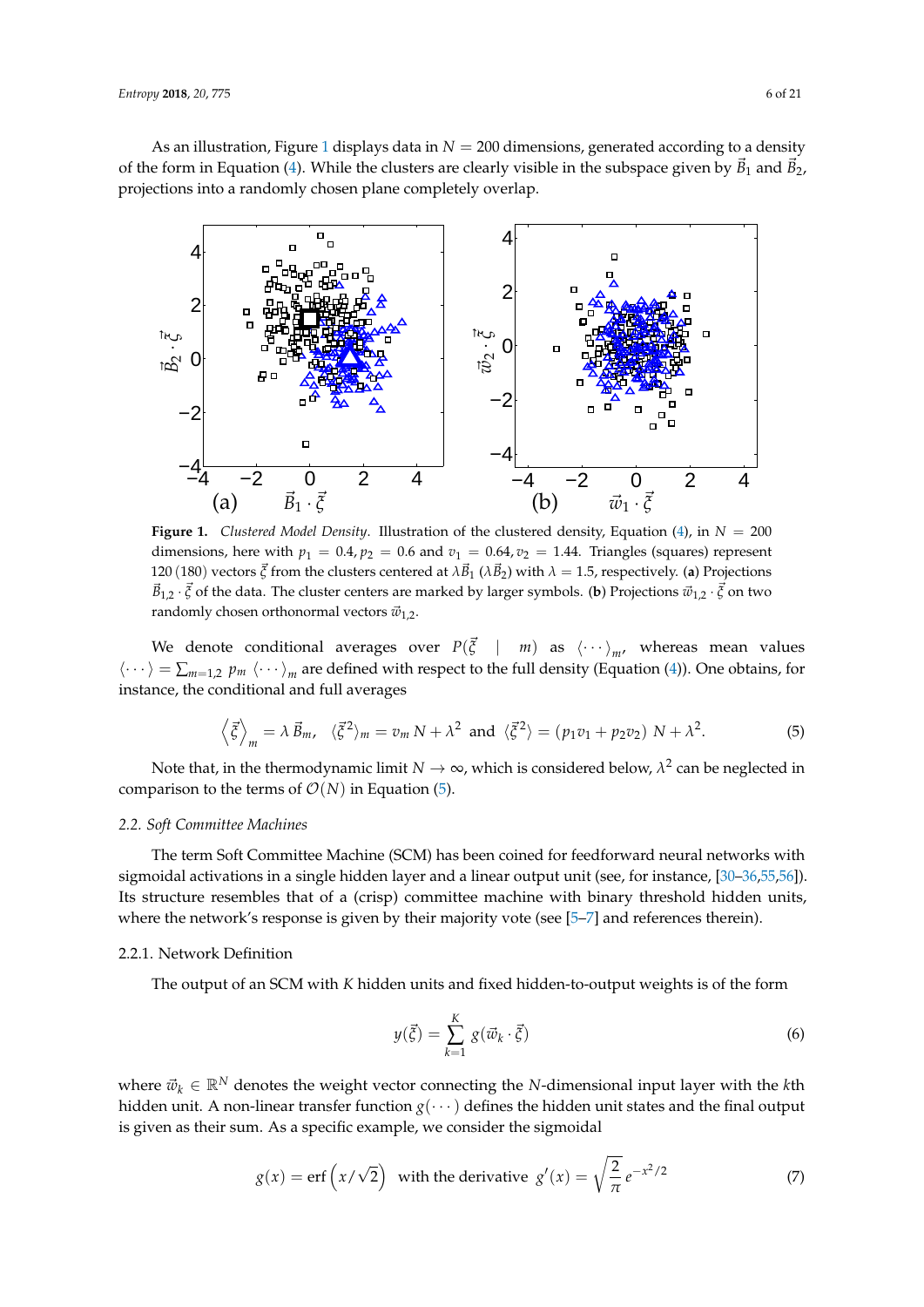As an illustration, Figure 1 displays data in $N = 200$ dimensions, generated according to a density of the form in Equation (4). While the clusters are clearly visible in the subspace given by $\vec{B}_1$ and $\vec{B}_2$, projections into a randomly chosen plane completely overlap.

**Figure 1.** *Clustered Model Density.* Illustration of the clustered density, Equation (4), in $N = 200$ dimensions, here with $p_1 = 0.4, p_2 = 0.6$ and $v_1 = 0.64, v_2 = 1.44$. Triangles (squares) represent 120 (180) vectors $\vec{\xi}$ from the clusters centered at $\lambda \vec{B}_1$ ($\lambda \vec{B}_2$) with $\lambda = 1.5$, respectively. (**a**) Projections $\vec{B}_{1,2} \cdot \vec{\xi}$ of the data. The cluster centers are marked by larger symbols. (**b**) Projections $\vec{w}_{1,2} \cdot \vec{\xi}$ on two randomly chosen orthonormal vectors $\vec{w}_{1,2}$.

We denote conditional averages over $P(\vec{\xi} \mid m)$ as $\langle \cdots \rangle_m$, whereas mean values $\langle \cdots \rangle = \sum_{m=1,2} p_m \langle \cdots \rangle_m$ are defined with respect to the full density (Equation (4)). One obtains, for instance, the conditional and full averages

$$\left\langle \vec{\xi} \right\rangle_m = \lambda \vec{B}_m, \quad \langle \vec{\xi}^2 \rangle_m = v_m N + \lambda^2 \quad \text{and} \quad \langle \vec{\xi}^2 \rangle = (p_1 v_1 + p_2 v_2) \, N + \lambda^2. \tag{5}$$

Note that, in the thermodynamic limit $N \to \infty$, which is considered below, $\lambda^2$ can be neglected in comparison to the terms of $\mathcal{O}(N)$ in Equation (5).

### 2.2. Soft Committee Machines

The term Soft Committee Machine (SCM) has been coined for feedforward neural networks with sigmoidal activations in a single hidden layer and a linear output unit (see, for instance, [30–36,55,56]). Its structure resembles that of a (crisp) committee machine with binary threshold hidden units, where the network's response is given by their majority vote (see [5–7] and references therein).

#### 2.2.1. Network Definition

The output of an SCM with $K$ hidden units and fixed hidden-to-output weights is of the form

$$y(\vec{\xi}) = \sum_{k=1}^{K} g(\vec{w}_k \cdot \vec{\xi}) \tag{6}$$

where $\vec{w}_k \in \mathbb{R}^N$ denotes the weight vector connecting the $N$-dimensional input layer with the $k$th hidden unit. A non-linear transfer function $g(\cdots)$ defines the hidden unit states and the final output is given as their sum. As a specific example, we consider the sigmoidal

$$g(x) = \text{erf}\left(x/\sqrt{2}\right) \quad \text{with the derivative} \quad g'(x) = \sqrt{\frac{2}{\pi}}\, e^{-x^2/2} \tag{7}$$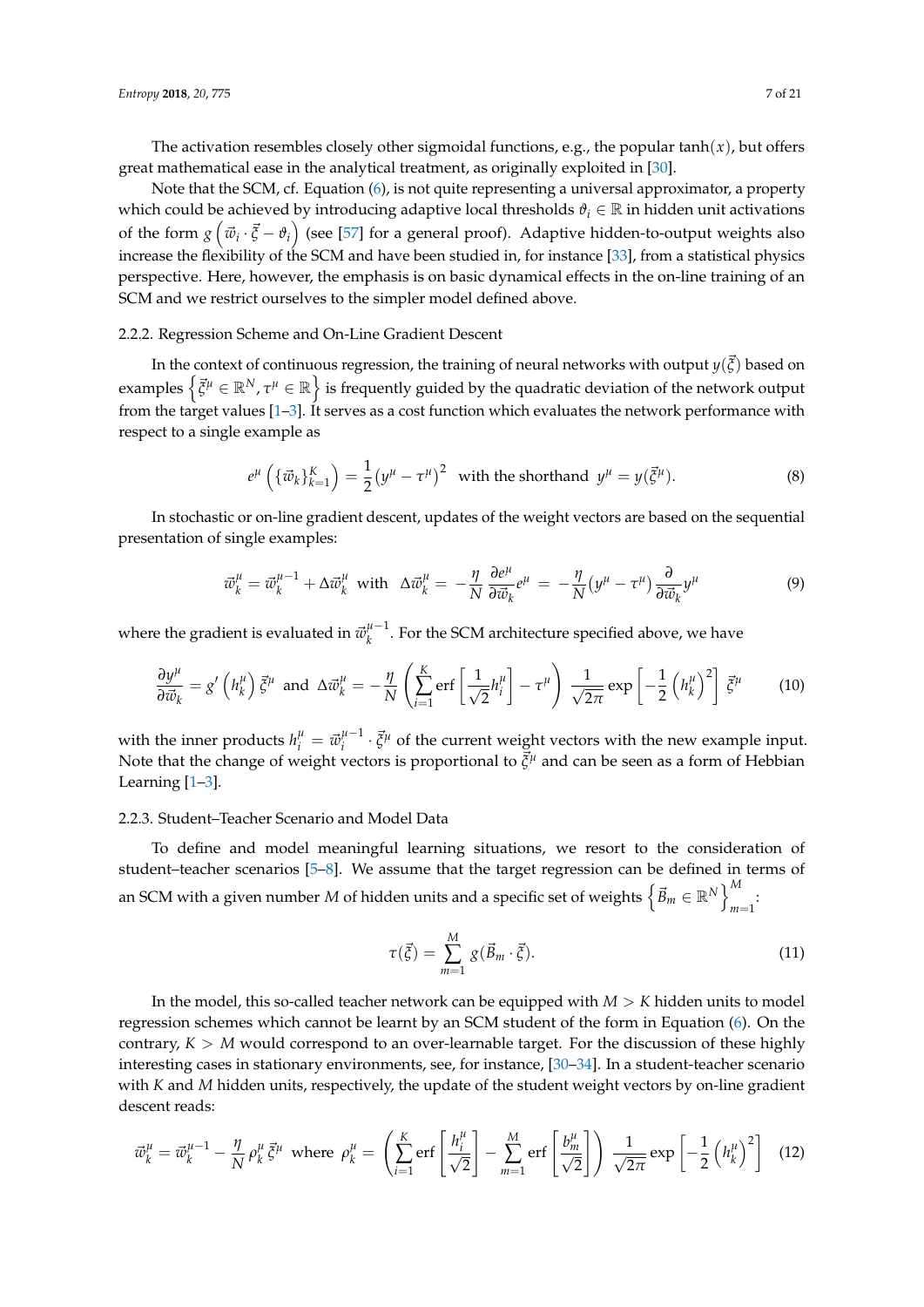The activation resembles closely other sigmoidal functions, e.g., the popular $\tanh(x)$, but offers great mathematical ease in the analytical treatment, as originally exploited in [30].

Note that the SCM, cf. Equation (6), is not quite representing a universal approximator, a property which could be achieved by introducing adaptive local thresholds $\vartheta_i \in \mathbb{R}$ in hidden unit activations of the form $g\left(\vec{w}_i \cdot \vec{\xi} - \vartheta_i\right)$ (see [57] for a general proof). Adaptive hidden-to-output weights also increase the flexibility of the SCM and have been studied in, for instance [33], from a statistical physics perspective. Here, however, the emphasis is on basic dynamical effects in the on-line training of an SCM and we restrict ourselves to the simpler model defined above.

#### 2.2.2. Regression Scheme and On-Line Gradient Descent

In the context of continuous regression, the training of neural networks with output $y(\vec{\xi})$ based on examples $\left\{\vec{\xi}^\mu \in \mathbb{R}^N, \tau^\mu \in \mathbb{R}\right\}$ is frequently guided by the quadratic deviation of the network output from the target values [1–3]. It serves as a cost function which evaluates the network performance with respect to a single example as

$$e^\mu\left(\{\vec{w}_k\}_{k=1}^K\right) = \frac{1}{2}\left(y^\mu - \tau^\mu\right)^2 \quad \text{with the shorthand} \quad y^\mu = y(\vec{\xi}^\mu). \tag{8}$$

In stochastic or on-line gradient descent, updates of the weight vectors are based on the sequential presentation of single examples:

$$\vec{w}_k^\mu = \vec{w}_k^{\mu-1} + \Delta\vec{w}_k^\mu \quad \text{with} \quad \Delta\vec{w}_k^\mu = -\frac{\eta}{N}\frac{\partial e^\mu}{\partial \vec{w}_k}e^\mu = -\frac{\eta}{N}\left(y^\mu - \tau^\mu\right)\frac{\partial}{\partial \vec{w}_k}y^\mu \tag{9}$$

where the gradient is evaluated in $\vec{w}_k^{\mu-1}$. For the SCM architecture specified above, we have

$$\frac{\partial y^\mu}{\partial \vec{w}_k} = g'\left(h_k^\mu\right)\vec{\xi}^\mu \quad \text{and} \quad \Delta\vec{w}_k^\mu = -\frac{\eta}{N}\left(\sum_{i=1}^K \operatorname{erf}\left[\frac{1}{\sqrt{2}}h_i^\mu\right] - \tau^\mu\right)\frac{1}{\sqrt{2\pi}}\exp\left[-\frac{1}{2}\left(h_k^\mu\right)^2\right]\vec{\xi}^\mu \tag{10}$$

with the inner products $h_i^\mu = \vec{w}_i^{\mu-1} \cdot \vec{\xi}^\mu$ of the current weight vectors with the new example input. Note that the change of weight vectors is proportional to $\vec{\xi}^\mu$ and can be seen as a form of Hebbian Learning [1–3].

#### 2.2.3. Student–Teacher Scenario and Model Data

To define and model meaningful learning situations, we resort to the consideration of student–teacher scenarios [5–8]. We assume that the target regression can be defined in terms of an SCM with a given number $M$ of hidden units and a specific set of weights $\left\{\vec{B}_m \in \mathbb{R}^N\right\}_{m=1}^M$:

$$\tau(\vec{\xi}) = \sum_{m=1}^M g(\vec{B}_m \cdot \vec{\xi}). \tag{11}$$

In the model, this so-called teacher network can be equipped with $M > K$ hidden units to model regression schemes which cannot be learnt by an SCM student of the form in Equation (6). On the contrary, $K > M$ would correspond to an over-learnable target. For the discussion of these highly interesting cases in stationary environments, see, for instance, [30–34]. In a student-teacher scenario with $K$ and $M$ hidden units, respectively, the update of the student weight vectors by on-line gradient descent reads:

$$\vec{w}_k^\mu = \vec{w}_k^{\mu-1} - \frac{\eta}{N}\rho_k^\mu\,\vec{\xi}^\mu \quad \text{where} \quad \rho_k^\mu = \left(\sum_{i=1}^K \operatorname{erf}\left[\frac{h_i^\mu}{\sqrt{2}}\right] - \sum_{m=1}^M \operatorname{erf}\left[\frac{b_m^\mu}{\sqrt{2}}\right]\right)\frac{1}{\sqrt{2\pi}}\exp\left[-\frac{1}{2}\left(h_k^\mu\right)^2\right] \tag{12}$$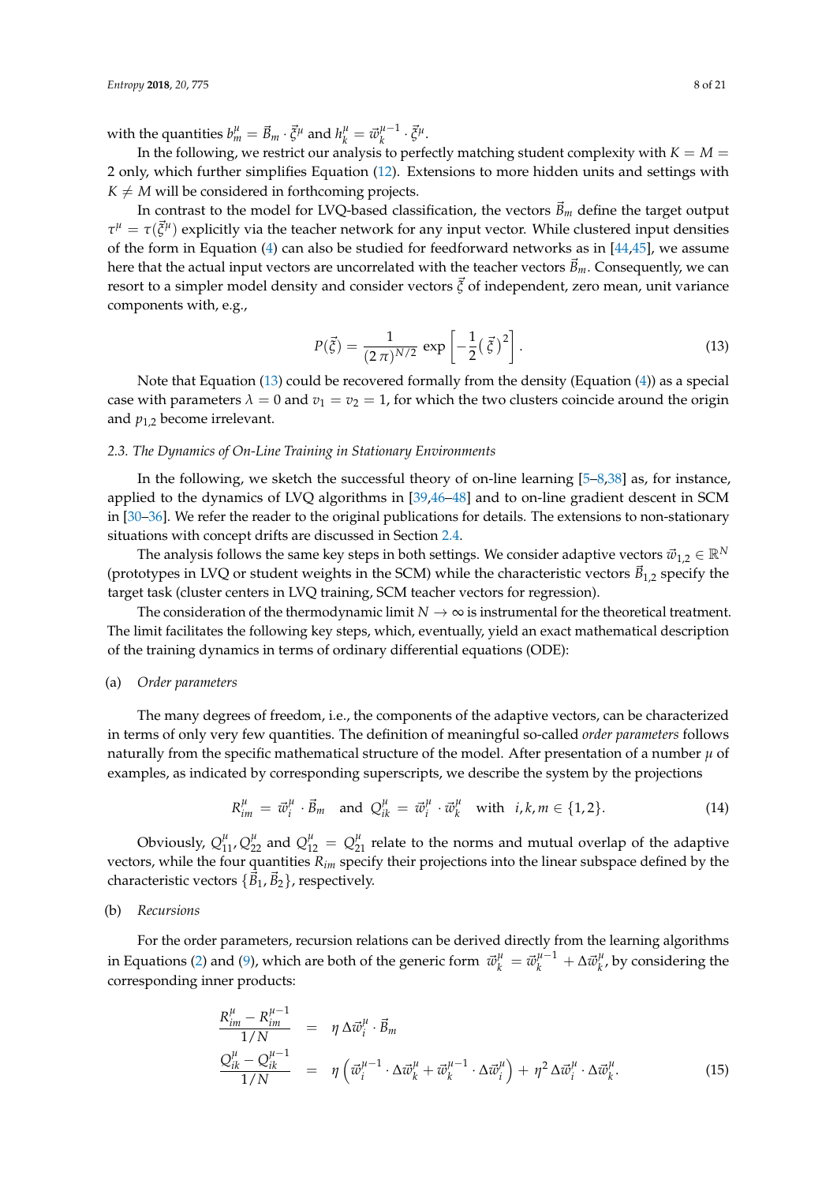with the quantities $b_m^\mu = \vec{B}_m \cdot \vec{\xi}^\mu$ and $h_k^\mu = \vec{w}_k^{\mu-1} \cdot \vec{\xi}^\mu$.

In the following, we restrict our analysis to perfectly matching student complexity with $K = M = 2$ only, which further simplifies Equation (12). Extensions to more hidden units and settings with $K \neq M$ will be considered in forthcoming projects.

In contrast to the model for LVQ-based classification, the vectors $\vec{B}_m$ define the target output $\tau^\mu = \tau(\vec{\xi}^\mu)$ explicitly via the teacher network for any input vector. While clustered input densities of the form in Equation (4) can also be studied for feedforward networks as in [44,45], we assume here that the actual input vectors are uncorrelated with the teacher vectors $\vec{B}_m$. Consequently, we can resort to a simpler model density and consider vectors $\vec{\xi}$ of independent, zero mean, unit variance components with, e.g.,

$$P(\vec{\xi}) = \frac{1}{(2\,\pi)^{N/2}} \exp\left[-\frac{1}{2}\big(\,\vec{\xi}\,\big)^2\right]. \tag{13}$$

Note that Equation (13) could be recovered formally from the density (Equation (4)) as a special case with parameters $\lambda = 0$ and $v_1 = v_2 = 1$, for which the two clusters coincide around the origin and $p_{1,2}$ become irrelevant.

### 2.3. The Dynamics of On-Line Training in Stationary Environments

In the following, we sketch the successful theory of on-line learning [5–8,38] as, for instance, applied to the dynamics of LVQ algorithms in [39,46–48] and to on-line gradient descent in SCM in [30–36]. We refer the reader to the original publications for details. The extensions to non-stationary situations with concept drifts are discussed in Section 2.4.

The analysis follows the same key steps in both settings. We consider adaptive vectors $\vec{w}_{1,2} \in \mathbb{R}^N$ (prototypes in LVQ or student weights in the SCM) while the characteristic vectors $\vec{B}_{1,2}$ specify the target task (cluster centers in LVQ training, SCM teacher vectors for regression).

The consideration of the thermodynamic limit $N \to \infty$ is instrumental for the theoretical treatment. The limit facilitates the following key steps, which, eventually, yield an exact mathematical description of the training dynamics in terms of ordinary differential equations (ODE):

(a) *Order parameters*

The many degrees of freedom, i.e., the components of the adaptive vectors, can be characterized in terms of only very few quantities. The definition of meaningful so-called *order parameters* follows naturally from the specific mathematical structure of the model. After presentation of a number $\mu$ of examples, as indicated by corresponding superscripts, we describe the system by the projections

$$R_{im}^\mu \;=\; \vec{w}_i^\mu \cdot \vec{B}_m \quad \text{and} \quad Q_{ik}^\mu \;=\; \vec{w}_i^\mu \cdot \vec{w}_k^\mu \quad \text{with} \quad i,k,m \in \{1,2\}. \tag{14}$$

Obviously, $Q_{11}^\mu, Q_{22}^\mu$ and $Q_{12}^\mu = Q_{21}^\mu$ relate to the norms and mutual overlap of the adaptive vectors, while the four quantities $R_{im}$ specify their projections into the linear subspace defined by the characteristic vectors $\{\vec{B}_1, \vec{B}_2\}$, respectively.

(b) *Recursions*

For the order parameters, recursion relations can be derived directly from the learning algorithms in Equations (2) and (9), which are both of the generic form $\vec{w}_k^\mu = \vec{w}_k^{\mu-1} + \Delta\vec{w}_k^\mu$, by considering the corresponding inner products:

$$\begin{aligned}
\frac{R_{im}^\mu - R_{im}^{\mu-1}}{1/N} \;&=\; \eta\,\Delta\vec{w}_i^\mu \cdot \vec{B}_m \\
\frac{Q_{ik}^\mu - Q_{ik}^{\mu-1}}{1/N} \;&=\; \eta\left(\vec{w}_i^{\mu-1} \cdot \Delta\vec{w}_k^\mu + \vec{w}_k^{\mu-1} \cdot \Delta\vec{w}_i^\mu\right) + \eta^2\,\Delta\vec{w}_i^\mu \cdot \Delta\vec{w}_k^\mu.
\end{aligned} \tag{15}$$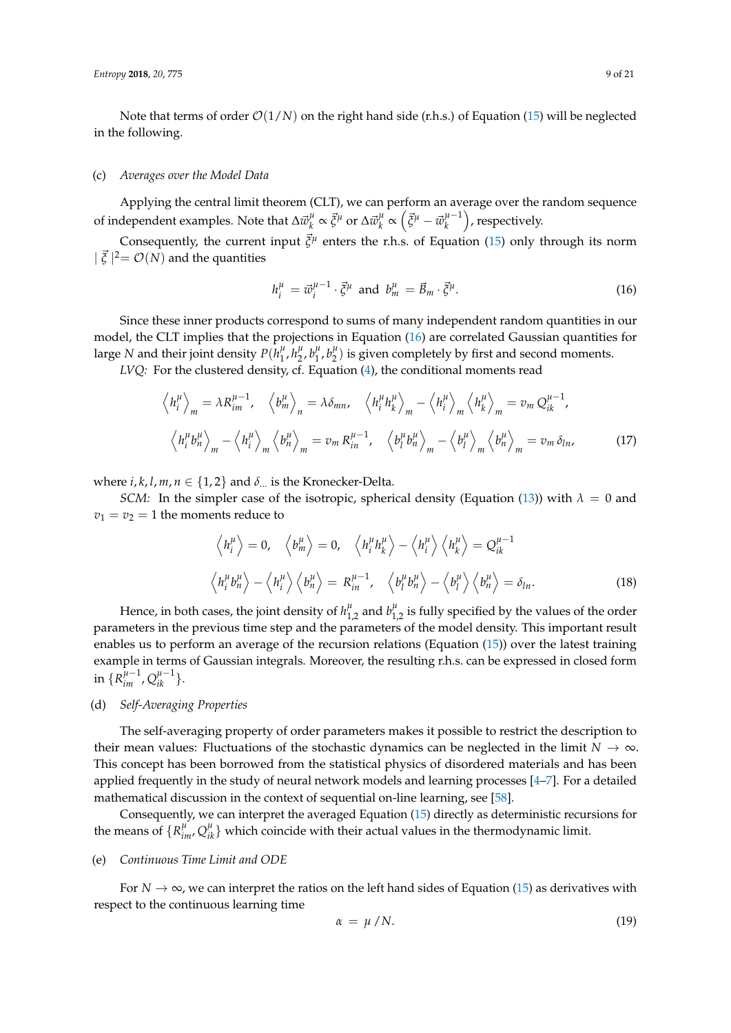Note that terms of order $\mathcal{O}(1/N)$ on the right hand side (r.h.s.) of Equation (15) will be neglected in the following.

(c) *Averages over the Model Data*

Applying the central limit theorem (CLT), we can perform an average over the random sequence of independent examples. Note that $\Delta \vec{w}_k^\mu \propto \vec{\xi}^\mu$ or $\Delta \vec{w}_k^\mu \propto \left(\vec{\xi}^\mu - \vec{w}_k^{\mu-1}\right)$, respectively.

Consequently, the current input $\vec{\xi}^\mu$ enters the r.h.s. of Equation (15) only through its norm $|\,\vec{\xi}\,|^2 = \mathcal{O}(N)$ and the quantities

$$h_i^\mu = \vec{w}_i^{\mu-1} \cdot \vec{\xi}^\mu \;\text{ and }\; b_m^\mu = \vec{B}_m \cdot \vec{\xi}^\mu. \tag{16}$$

Since these inner products correspond to sums of many independent random quantities in our model, the CLT implies that the projections in Equation (16) are correlated Gaussian quantities for large $N$ and their joint density $P(h_1^\mu, h_2^\mu, b_1^\mu, b_2^\mu)$ is given completely by first and second moments.

*LVQ:* For the clustered density, cf. Equation (4), the conditional moments read

$$\begin{aligned}
&\left\langle h_i^\mu \right\rangle_m = \lambda R_{im}^{\mu-1}, \quad \left\langle b_m^\mu \right\rangle_n = \lambda \delta_{mn}, \quad \left\langle h_i^\mu h_k^\mu \right\rangle_m - \left\langle h_i^\mu \right\rangle_m \left\langle h_k^\mu \right\rangle_m = v_m\, Q_{ik}^{\mu-1}, \\
&\left\langle h_i^\mu b_n^\mu \right\rangle_m - \left\langle h_i^\mu \right\rangle_m \left\langle b_n^\mu \right\rangle_m = v_m\, R_{in}^{\mu-1}, \quad \left\langle b_l^\mu b_n^\mu \right\rangle_m - \left\langle b_l^\mu \right\rangle_m \left\langle b_n^\mu \right\rangle_m = v_m\, \delta_{ln},
\end{aligned} \tag{17}$$

where $i, k, l, m, n \in \{1, 2\}$ and $\delta_{...}$ is the Kronecker-Delta.

*SCM:* In the simpler case of the isotropic, spherical density (Equation (13)) with $\lambda = 0$ and $v_1 = v_2 = 1$ the moments reduce to

$$\begin{aligned}
&\left\langle h_i^\mu \right\rangle = 0, \quad \left\langle b_m^\mu \right\rangle = 0, \quad \left\langle h_i^\mu h_k^\mu \right\rangle - \left\langle h_i^\mu \right\rangle \left\langle h_k^\mu \right\rangle = Q_{ik}^{\mu-1} \\
&\left\langle h_i^\mu b_n^\mu \right\rangle - \left\langle h_i^\mu \right\rangle \left\langle b_n^\mu \right\rangle = R_{in}^{\mu-1}, \quad \left\langle b_l^\mu b_n^\mu \right\rangle - \left\langle b_l^\mu \right\rangle \left\langle b_n^\mu \right\rangle = \delta_{ln}.
\end{aligned} \tag{18}$$

Hence, in both cases, the joint density of $h_{1,2}^\mu$ and $b_{1,2}^\mu$ is fully specified by the values of the order parameters in the previous time step and the parameters of the model density. This important result enables us to perform an average of the recursion relations (Equation (15)) over the latest training example in terms of Gaussian integrals. Moreover, the resulting r.h.s. can be expressed in closed form in $\{R_{im}^{\mu-1}, Q_{ik}^{\mu-1}\}$.

(d) *Self-Averaging Properties*

The self-averaging property of order parameters makes it possible to restrict the description to their mean values: Fluctuations of the stochastic dynamics can be neglected in the limit $N \to \infty$. This concept has been borrowed from the statistical physics of disordered materials and has been applied frequently in the study of neural network models and learning processes [4–7]. For a detailed mathematical discussion in the context of sequential on-line learning, see [58].

Consequently, we can interpret the averaged Equation (15) directly as deterministic recursions for the means of $\{R_{im}^\mu, Q_{ik}^\mu\}$ which coincide with their actual values in the thermodynamic limit.

(e) *Continuous Time Limit and ODE*

For $N \to \infty$, we can interpret the ratios on the left hand sides of Equation (15) as derivatives with respect to the continuous learning time

$$\alpha = \mu \,/ N. \tag{19}$$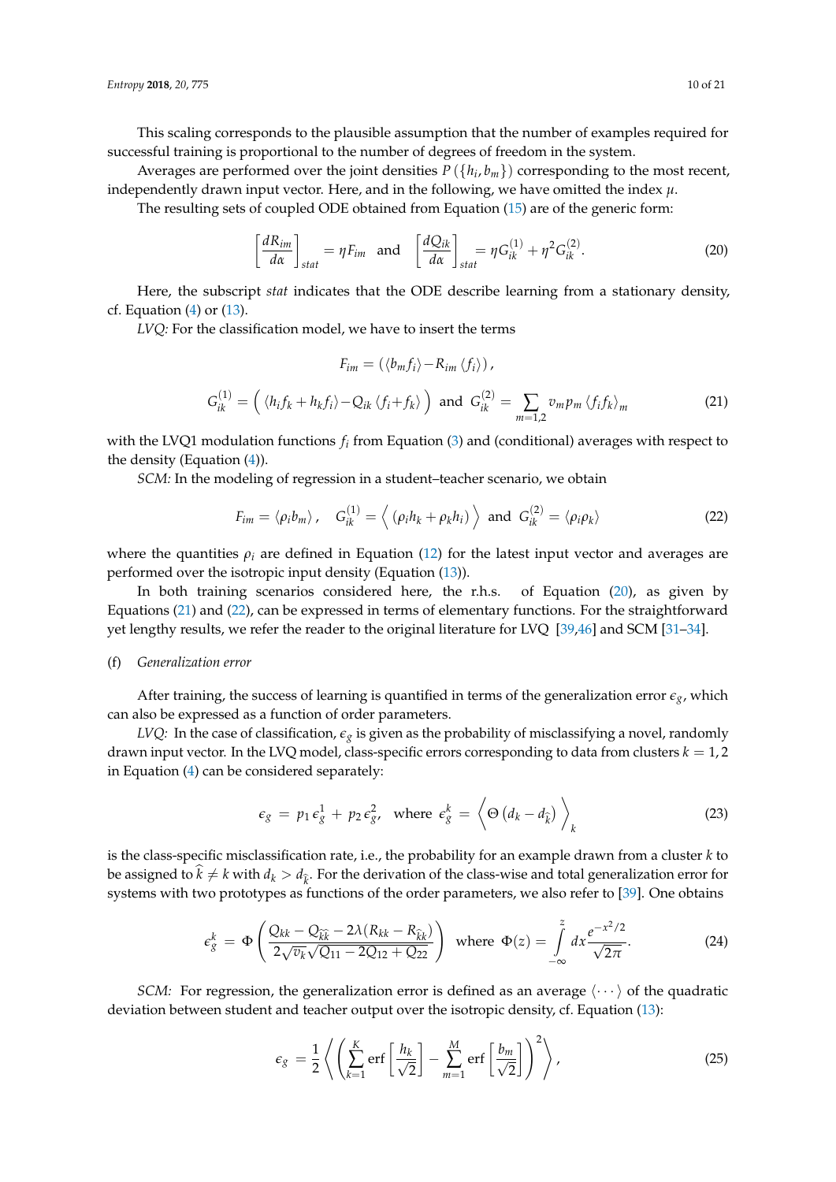This scaling corresponds to the plausible assumption that the number of examples required for successful training is proportional to the number of degrees of freedom in the system.

Averages are performed over the joint densities $P(\{h_i, b_m\})$ corresponding to the most recent, independently drawn input vector. Here, and in the following, we have omitted the index $\mu$.

The resulting sets of coupled ODE obtained from Equation (15) are of the generic form:

$$\left[\frac{dR_{im}}{d\alpha}\right]_{stat} = \eta F_{im} \quad \text{and} \quad \left[\frac{dQ_{ik}}{d\alpha}\right]_{stat} = \eta G^{(1)}_{ik} + \eta^2 G^{(2)}_{ik}. \tag{20}$$

Here, the subscript *stat* indicates that the ODE describe learning from a stationary density, cf. Equation (4) or (13).

*LVQ:* For the classification model, we have to insert the terms

$$F_{im} = \left(\langle b_m f_i \rangle - R_{im} \langle f_i \rangle\right),$$
$$G^{(1)}_{ik} = \left( \langle h_i f_k + h_k f_i \rangle - Q_{ik} \langle f_i + f_k \rangle \right) \text{ and } G^{(2)}_{ik} = \sum_{m=1,2} v_m p_m \langle f_i f_k \rangle_m \tag{21}$$

with the LVQ1 modulation functions $f_i$ from Equation (3) and (conditional) averages with respect to the density (Equation (4)).

*SCM:* In the modeling of regression in a student–teacher scenario, we obtain

$$F_{im} = \langle \rho_i b_m \rangle, \quad G^{(1)}_{ik} = \left\langle \left(\rho_i h_k + \rho_k h_i\right) \right\rangle \text{ and } G^{(2)}_{ik} = \langle \rho_i \rho_k \rangle \tag{22}$$

where the quantities $\rho_i$ are defined in Equation (12) for the latest input vector and averages are performed over the isotropic input density (Equation (13)).

In both training scenarios considered here, the r.h.s. of Equation (20), as given by Equations (21) and (22), can be expressed in terms of elementary functions. For the straightforward yet lengthy results, we refer the reader to the original literature for LVQ [39,46] and SCM [31–34].

(f) *Generalization error*

After training, the success of learning is quantified in terms of the generalization error $\epsilon_g$, which can also be expressed as a function of order parameters.

*LVQ:* In the case of classification, $\epsilon_g$ is given as the probability of misclassifying a novel, randomly drawn input vector. In the LVQ model, class-specific errors corresponding to data from clusters $k = 1, 2$ in Equation (4) can be considered separately:

$$\epsilon_g = p_1 \epsilon^1_g + p_2 \epsilon^2_g, \quad \text{where } \epsilon^k_g = \left\langle \Theta\left(d_k - d_{\widehat{k}}\right) \right\rangle_k \tag{23}$$

is the class-specific misclassification rate, i.e., the probability for an example drawn from a cluster $k$ to be assigned to $\widehat{k} \neq k$ with $d_k > d_{\widehat{k}}$. For the derivation of the class-wise and total generalization error for systems with two prototypes as functions of the order parameters, we also refer to [39]. One obtains

$$\epsilon^k_g = \Phi\left(\frac{Q_{kk} - Q_{\widehat{k}\widehat{k}} - 2\lambda(R_{kk} - R_{\widehat{k}k})}{2\sqrt{v_k}\sqrt{Q_{11} - 2Q_{12} + Q_{22}}}\right) \text{ where } \Phi(z) = \int_{-\infty}^{z} dx \frac{e^{-x^2/2}}{\sqrt{2\pi}}. \tag{24}$$

*SCM:* For regression, the generalization error is defined as an average $\langle \cdots \rangle$ of the quadratic deviation between student and teacher output over the isotropic density, cf. Equation (13):

$$\epsilon_g = \frac{1}{2}\left\langle \left( \sum_{k=1}^{K} \text{erf}\left[\frac{h_k}{\sqrt{2}}\right] - \sum_{m=1}^{M} \text{erf}\left[\frac{b_m}{\sqrt{2}}\right] \right)^2 \right\rangle, \tag{25}$$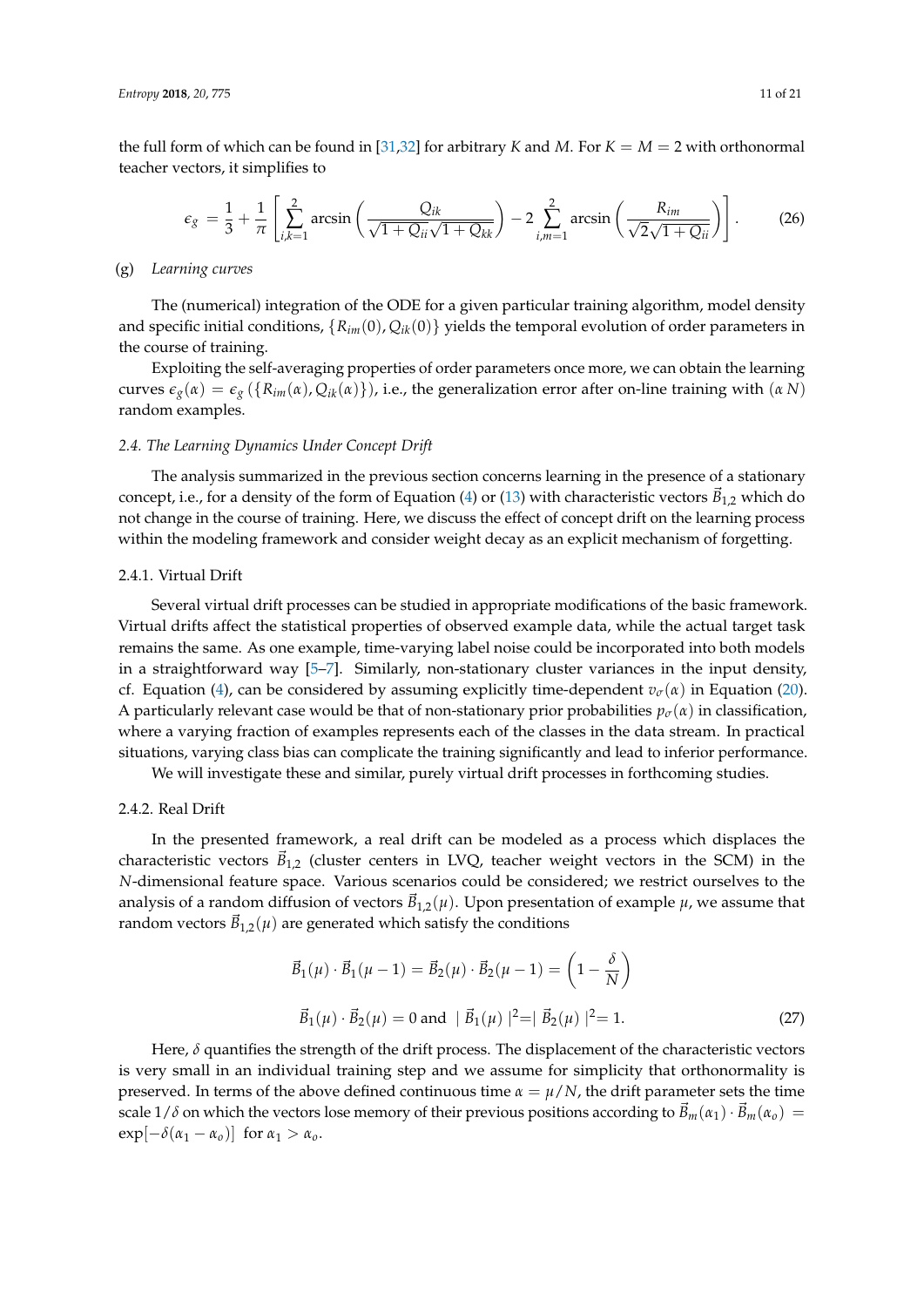the full form of which can be found in [31,32] for arbitrary $K$ and $M$. For $K = M = 2$ with orthonormal teacher vectors, it simplifies to

$$\epsilon_g = \frac{1}{3} + \frac{1}{\pi}\left[\sum_{i,k=1}^{2} \arcsin\left(\frac{Q_{ik}}{\sqrt{1+Q_{ii}}\sqrt{1+Q_{kk}}}\right) - 2\sum_{i,m=1}^{2} \arcsin\left(\frac{R_{im}}{\sqrt{2}\sqrt{1+Q_{ii}}}\right)\right]. \tag{26}$$

(g) *Learning curves*

The (numerical) integration of the ODE for a given particular training algorithm, model density and specific initial conditions, $\{R_{im}(0), Q_{ik}(0)\}$ yields the temporal evolution of order parameters in the course of training.

Exploiting the self-averaging properties of order parameters once more, we can obtain the learning curves $\epsilon_g(\alpha) = \epsilon_g(\{R_{im}(\alpha), Q_{ik}(\alpha)\})$, i.e., the generalization error after on-line training with $(\alpha N)$ random examples.

### 2.4. The Learning Dynamics Under Concept Drift

The analysis summarized in the previous section concerns learning in the presence of a stationary concept, i.e., for a density of the form of Equation (4) or (13) with characteristic vectors $\vec{B}_{1,2}$ which do not change in the course of training. Here, we discuss the effect of concept drift on the learning process within the modeling framework and consider weight decay as an explicit mechanism of forgetting.

#### 2.4.1. Virtual Drift

Several virtual drift processes can be studied in appropriate modifications of the basic framework. Virtual drifts affect the statistical properties of observed example data, while the actual target task remains the same. As one example, time-varying label noise could be incorporated into both models in a straightforward way [5–7]. Similarly, non-stationary cluster variances in the input density, cf. Equation (4), can be considered by assuming explicitly time-dependent $v_\sigma(\alpha)$ in Equation (20). A particularly relevant case would be that of non-stationary prior probabilities $p_\sigma(\alpha)$ in classification, where a varying fraction of examples represents each of the classes in the data stream. In practical situations, varying class bias can complicate the training significantly and lead to inferior performance.

We will investigate these and similar, purely virtual drift processes in forthcoming studies.

#### 2.4.2. Real Drift

In the presented framework, a real drift can be modeled as a process which displaces the characteristic vectors $\vec{B}_{1,2}$ (cluster centers in LVQ, teacher weight vectors in the SCM) in the $N$-dimensional feature space. Various scenarios could be considered; we restrict ourselves to the analysis of a random diffusion of vectors $\vec{B}_{1,2}(\mu)$. Upon presentation of example $\mu$, we assume that random vectors $\vec{B}_{1,2}(\mu)$ are generated which satisfy the conditions

$$\begin{aligned} \vec{B}_1(\mu)\cdot\vec{B}_1(\mu-1) = \vec{B}_2(\mu)\cdot\vec{B}_2(\mu-1) &= \left(1-\frac{\delta}{N}\right) \\ \vec{B}_1(\mu)\cdot\vec{B}_2(\mu) = 0 \text{ and } \mid \vec{B}_1(\mu)\mid^2 &= \mid \vec{B}_2(\mu)\mid^2 = 1. \end{aligned} \tag{27}$$

Here, $\delta$ quantifies the strength of the drift process. The displacement of the characteristic vectors is very small in an individual training step and we assume for simplicity that orthonormality is preserved. In terms of the above defined continuous time $\alpha = \mu/N$, the drift parameter sets the time scale $1/\delta$ on which the vectors lose memory of their previous positions according to $\vec{B}_m(\alpha_1)\cdot\vec{B}_m(\alpha_o) = \exp[-\delta(\alpha_1 - \alpha_o)]$ for $\alpha_1 > \alpha_o$.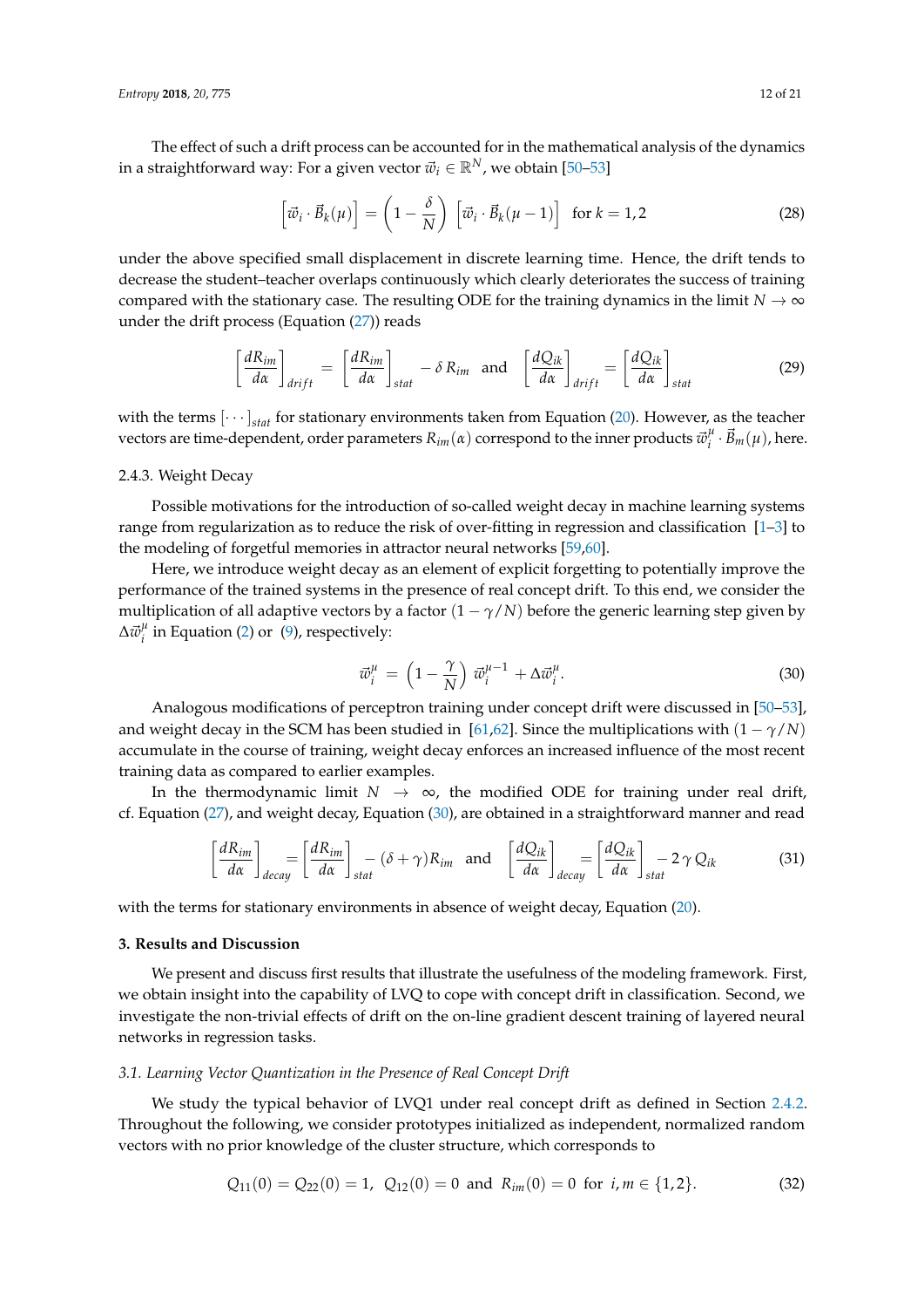The effect of such a drift process can be accounted for in the mathematical analysis of the dynamics in a straightforward way: For a given vector $\vec{w}_i \in \mathbb{R}^N$, we obtain [50–53]

$$\left[\vec{w}_i \cdot \vec{B}_k(\mu)\right] = \left(1 - \frac{\delta}{N}\right) \left[\vec{w}_i \cdot \vec{B}_k(\mu - 1)\right] \quad \text{for } k = 1,2 \tag{28}$$

under the above specified small displacement in discrete learning time. Hence, the drift tends to decrease the student–teacher overlaps continuously which clearly deteriorates the success of training compared with the stationary case. The resulting ODE for the training dynamics in the limit $N \to \infty$ under the drift process (Equation (27)) reads

$$\left[\frac{dR_{im}}{d\alpha}\right]_{drift} = \left[\frac{dR_{im}}{d\alpha}\right]_{stat} - \delta\, R_{im} \quad \text{and} \quad \left[\frac{dQ_{ik}}{d\alpha}\right]_{drift} = \left[\frac{dQ_{ik}}{d\alpha}\right]_{stat} \tag{29}$$

with the terms $[\cdots]_{stat}$ for stationary environments taken from Equation (20). However, as the teacher vectors are time-dependent, order parameters $R_{im}(\alpha)$ correspond to the inner products $\vec{w}_i^{\mu} \cdot \vec{B}_m(\mu)$, here.

#### 2.4.3. Weight Decay

Possible motivations for the introduction of so-called weight decay in machine learning systems range from regularization as to reduce the risk of over-fitting in regression and classification [1–3] to the modeling of forgetful memories in attractor neural networks [59,60].

Here, we introduce weight decay as an element of explicit forgetting to potentially improve the performance of the trained systems in the presence of real concept drift. To this end, we consider the multiplication of all adaptive vectors by a factor $(1 - \gamma/N)$ before the generic learning step given by $\Delta\vec{w}_i^{\mu}$ in Equation (2) or (9), respectively:

$$\vec{w}_i^{\mu} = \left(1 - \frac{\gamma}{N}\right) \vec{w}_i^{\mu-1} + \Delta\vec{w}_i^{\mu}. \tag{30}$$

Analogous modifications of perceptron training under concept drift were discussed in [50–53], and weight decay in the SCM has been studied in [61,62]. Since the multiplications with $(1 - \gamma/N)$ accumulate in the course of training, weight decay enforces an increased influence of the most recent training data as compared to earlier examples.

In the thermodynamic limit $N \to \infty$, the modified ODE for training under real drift, cf. Equation (27), and weight decay, Equation (30), are obtained in a straightforward manner and read

$$\left[\frac{dR_{im}}{d\alpha}\right]_{decay} = \left[\frac{dR_{im}}{d\alpha}\right]_{stat} - (\delta + \gamma) R_{im} \quad \text{and} \quad \left[\frac{dQ_{ik}}{d\alpha}\right]_{decay} = \left[\frac{dQ_{ik}}{d\alpha}\right]_{stat} - 2\,\gamma\, Q_{ik} \tag{31}$$

with the terms for stationary environments in absence of weight decay, Equation (20).

## 3. Results and Discussion

We present and discuss first results that illustrate the usefulness of the modeling framework. First, we obtain insight into the capability of LVQ to cope with concept drift in classification. Second, we investigate the non-trivial effects of drift on the on-line gradient descent training of layered neural networks in regression tasks.

### *3.1. Learning Vector Quantization in the Presence of Real Concept Drift*

We study the typical behavior of LVQ1 under real concept drift as defined in Section 2.4.2. Throughout the following, we consider prototypes initialized as independent, normalized random vectors with no prior knowledge of the cluster structure, which corresponds to

$$Q_{11}(0) = Q_{22}(0) = 1, \;\; Q_{12}(0) = 0 \;\text{ and }\; R_{im}(0) = 0 \;\text{ for } i, m \in \{1, 2\}. \tag{32}$$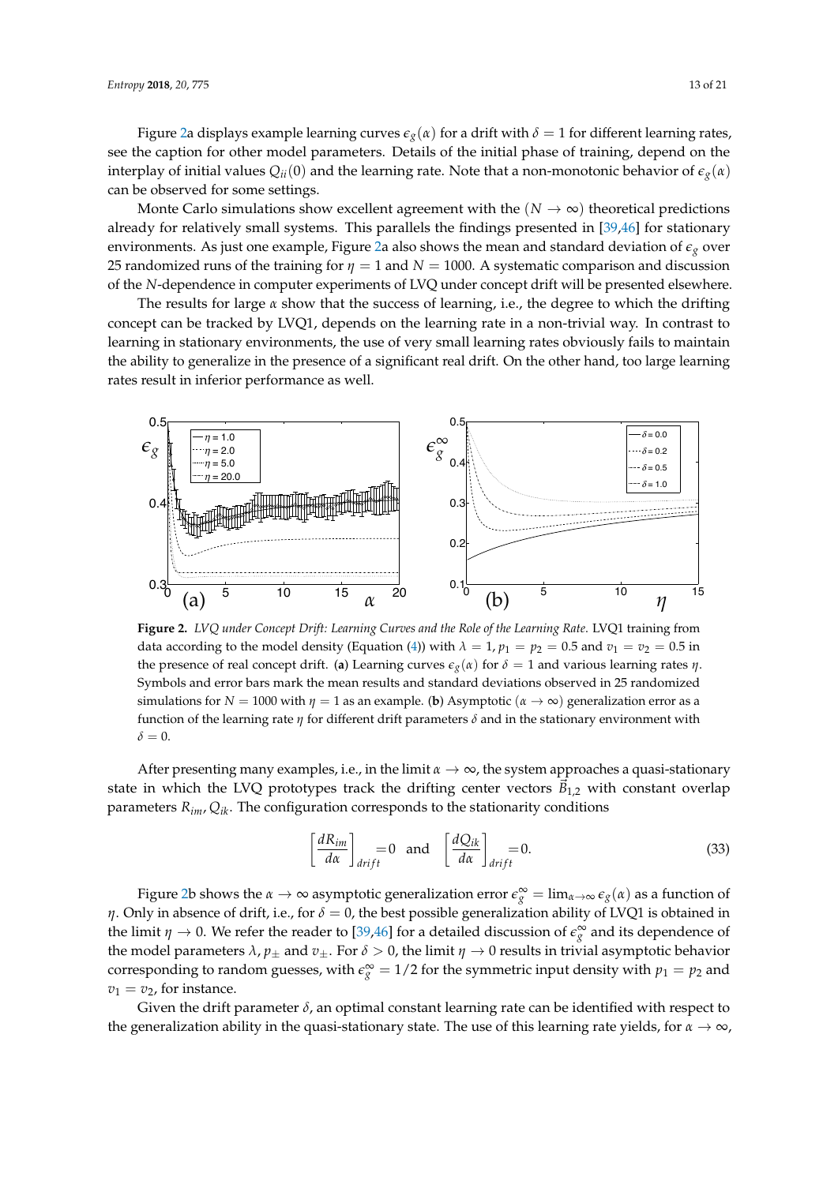Figure 2a displays example learning curves $\epsilon_g(\alpha)$ for a drift with $\delta = 1$ for different learning rates, see the caption for other model parameters. Details of the initial phase of training, depend on the interplay of initial values $Q_{ii}(0)$ and the learning rate. Note that a non-monotonic behavior of $\epsilon_g(\alpha)$ can be observed for some settings.

Monte Carlo simulations show excellent agreement with the $(N \to \infty)$ theoretical predictions already for relatively small systems. This parallels the findings presented in [39,46] for stationary environments. As just one example, Figure 2a also shows the mean and standard deviation of $\epsilon_g$ over 25 randomized runs of the training for $\eta = 1$ and $N = 1000$. A systematic comparison and discussion of the $N$-dependence in computer experiments of LVQ under concept drift will be presented elsewhere.

The results for large $\alpha$ show that the success of learning, i.e., the degree to which the drifting concept can be tracked by LVQ1, depends on the learning rate in a non-trivial way. In contrast to learning in stationary environments, the use of very small learning rates obviously fails to maintain the ability to generalize in the presence of a significant real drift. On the other hand, too large learning rates result in inferior performance as well.

**Figure 2.** *LVQ under Concept Drift: Learning Curves and the Role of the Learning Rate.* LVQ1 training from data according to the model density (Equation (4)) with $\lambda = 1$, $p_1 = p_2 = 0.5$ and $v_1 = v_2 = 0.5$ in the presence of real concept drift. (**a**) Learning curves $\epsilon_g(\alpha)$ for $\delta = 1$ and various learning rates $\eta$. Symbols and error bars mark the mean results and standard deviations observed in 25 randomized simulations for $N = 1000$ with $\eta = 1$ as an example. (**b**) Asymptotic $(\alpha \to \infty)$ generalization error as a function of the learning rate $\eta$ for different drift parameters $\delta$ and in the stationary environment with $\delta = 0$.

After presenting many examples, i.e., in the limit $\alpha \to \infty$, the system approaches a quasi-stationary state in which the LVQ prototypes track the drifting center vectors $\vec{B}_{1,2}$ with constant overlap parameters $R_{im}, Q_{ik}$. The configuration corresponds to the stationarity conditions

$$\left[\frac{dR_{im}}{d\alpha}\right]_{drift} = 0 \quad \text{and} \quad \left[\frac{dQ_{ik}}{d\alpha}\right]_{drift} = 0. \tag{33}$$

Figure 2b shows the $\alpha \to \infty$ asymptotic generalization error $\epsilon_g^\infty = \lim_{\alpha \to \infty} \epsilon_g(\alpha)$ as a function of $\eta$. Only in absence of drift, i.e., for $\delta = 0$, the best possible generalization ability of LVQ1 is obtained in the limit $\eta \to 0$. We refer the reader to [39,46] for a detailed discussion of $\epsilon_g^\infty$ and its dependence of the model parameters $\lambda$, $p_\pm$ and $v_\pm$. For $\delta > 0$, the limit $\eta \to 0$ results in trivial asymptotic behavior corresponding to random guesses, with $\epsilon_g^\infty = 1/2$ for the symmetric input density with $p_1 = p_2$ and $v_1 = v_2$, for instance.

Given the drift parameter $\delta$, an optimal constant learning rate can be identified with respect to the generalization ability in the quasi-stationary state. The use of this learning rate yields, for $\alpha \to \infty$,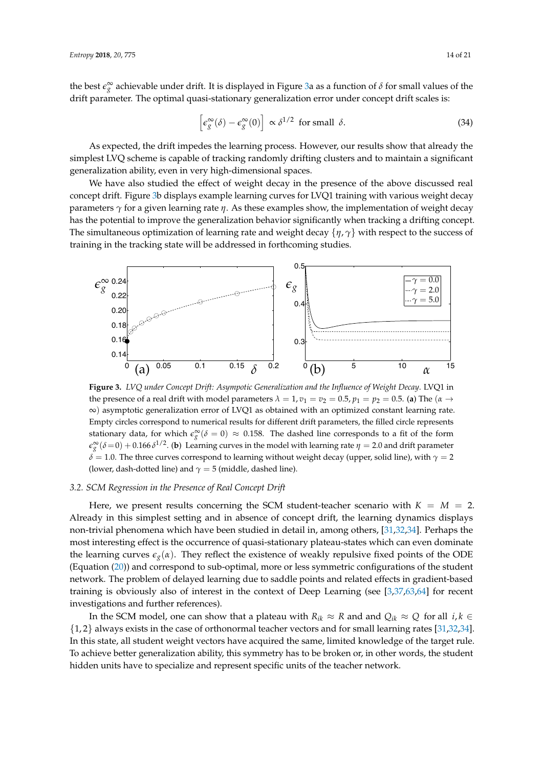the best $\epsilon_g^\infty$ achievable under drift. It is displayed in Figure 3a as a function of $\delta$ for small values of the drift parameter. The optimal quasi-stationary generalization error under concept drift scales is:

$$\left[\epsilon_g^\infty(\delta) - \epsilon_g^\infty(0)\right] \propto \delta^{1/2} \text{ for small } \delta. \tag{34}$$

As expected, the drift impedes the learning process. However, our results show that already the simplest LVQ scheme is capable of tracking randomly drifting clusters and to maintain a significant generalization ability, even in very high-dimensional spaces.

We have also studied the effect of weight decay in the presence of the above discussed real concept drift. Figure 3b displays example learning curves for LVQ1 training with various weight decay parameters $\gamma$ for a given learning rate $\eta$. As these examples show, the implementation of weight decay has the potential to improve the generalization behavior significantly when tracking a drifting concept. The simultaneous optimization of learning rate and weight decay $\{\eta, \gamma\}$ with respect to the success of training in the tracking state will be addressed in forthcoming studies.

**Figure 3.** *LVQ under Concept Drift: Asymptotic Generalization and the Influence of Weight Decay.* LVQ1 in the presence of a real drift with model parameters $\lambda = 1, v_1 = v_2 = 0.5, p_1 = p_2 = 0.5$. (**a**) The ($\alpha \to \infty$) asymptotic generalization error of LVQ1 as obtained with an optimized constant learning rate. Empty circles correspond to numerical results for different drift parameters, the filled circle represents stationary data, for which $\epsilon_g^\infty(\delta = 0) \approx 0.158$. The dashed line corresponds to a fit of the form $\epsilon_g^\infty(\delta{=}0) + 0.166\,\delta^{1/2}$. (**b**) Learning curves in the model with learning rate $\eta = 2.0$ and drift parameter $\delta = 1.0$. The three curves correspond to learning without weight decay (upper, solid line), with $\gamma = 2$ (lower, dash-dotted line) and $\gamma = 5$ (middle, dashed line).

### 3.2. SCM Regression in the Presence of Real Concept Drift

Here, we present results concerning the SCM student-teacher scenario with $K = M = 2$. Already in this simplest setting and in absence of concept drift, the learning dynamics displays non-trivial phenomena which have been studied in detail in, among others, [31,32,34]. Perhaps the most interesting effect is the occurrence of quasi-stationary plateau-states which can even dominate the learning curves $\epsilon_g(\alpha)$. They reflect the existence of weakly repulsive fixed points of the ODE (Equation (20)) and correspond to sub-optimal, more or less symmetric configurations of the student network. The problem of delayed learning due to saddle points and related effects in gradient-based training is obviously also of interest in the context of Deep Learning (see [3,37,63,64] for recent investigations and further references).

In the SCM model, one can show that a plateau with $R_{ik} \approx R$ and and $Q_{ik} \approx Q$ for all $i, k \in \{1, 2\}$ always exists in the case of orthonormal teacher vectors and for small learning rates [31,32,34]. In this state, all student weight vectors have acquired the same, limited knowledge of the target rule. To achieve better generalization ability, this symmetry has to be broken or, in other words, the student hidden units have to specialize and represent specific units of the teacher network.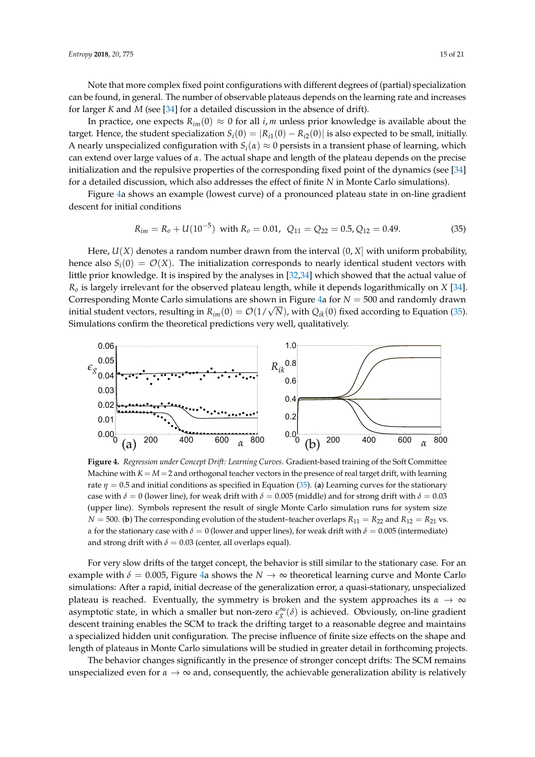Note that more complex fixed point configurations with different degrees of (partial) specialization can be found, in general. The number of observable plateaus depends on the learning rate and increases for larger $K$ and $M$ (see [34] for a detailed discussion in the absence of drift).

In practice, one expects $R_{im}(0) \approx 0$ for all $i, m$ unless prior knowledge is available about the target. Hence, the student specialization $S_i(0) = |R_{i1}(0) - R_{i2}(0)|$ is also expected to be small, initially. A nearly unspecialized configuration with $S_i(\alpha) \approx 0$ persists in a transient phase of learning, which can extend over large values of $\alpha$. The actual shape and length of the plateau depends on the precise initialization and the repulsive properties of the corresponding fixed point of the dynamics (see [34] for a detailed discussion, which also addresses the effect of finite $N$ in Monte Carlo simulations).

Figure 4a shows an example (lowest curve) of a pronounced plateau state in on-line gradient descent for initial conditions

$$R_{im} = R_o + U(10^{-5}) \text{ with } R_o = 0.01,\ Q_{11} = Q_{22} = 0.5, Q_{12} = 0.49. \tag{35}$$

Here, $U(X)$ denotes a random number drawn from the interval $(0, X]$ with uniform probability, hence also $S_i(0) = \mathcal{O}(X)$. The initialization corresponds to nearly identical student vectors with little prior knowledge. It is inspired by the analyses in [32,34] which showed that the actual value of $R_o$ is largely irrelevant for the observed plateau length, while it depends logarithmically on $X$ [34]. Corresponding Monte Carlo simulations are shown in Figure 4a for $N = 500$ and randomly drawn initial student vectors, resulting in $R_{im}(0) = \mathcal{O}(1/\sqrt{N})$, with $Q_{ik}(0)$ fixed according to Equation (35). Simulations confirm the theoretical predictions very well, qualitatively.

**Figure 4.** *Regression under Concept Drift: Learning Curves.* Gradient-based training of the Soft Committee Machine with $K = M = 2$ and orthogonal teacher vectors in the presence of real target drift, with learning rate $\eta = 0.5$ and initial conditions as specified in Equation (35). (**a**) Learning curves for the stationary case with $\delta = 0$ (lower line), for weak drift with $\delta = 0.005$ (middle) and for strong drift with $\delta = 0.03$ (upper line). Symbols represent the result of single Monte Carlo simulation runs for system size $N = 500$. (**b**) The corresponding evolution of the student–teacher overlaps $R_{11} = R_{22}$ and $R_{12} = R_{21}$ vs. $\alpha$ for the stationary case with $\delta = 0$ (lower and upper lines), for weak drift with $\delta = 0.005$ (intermediate) and strong drift with $\delta = 0.03$ (center, all overlaps equal).

For very slow drifts of the target concept, the behavior is still similar to the stationary case. For an example with $\delta = 0.005$, Figure 4a shows the $N \to \infty$ theoretical learning curve and Monte Carlo simulations: After a rapid, initial decrease of the generalization error, a quasi-stationary, unspecialized plateau is reached. Eventually, the symmetry is broken and the system approaches its $\alpha \to \infty$ asymptotic state, in which a smaller but non-zero $\epsilon_g^\infty(\delta)$ is achieved. Obviously, on-line gradient descent training enables the SCM to track the drifting target to a reasonable degree and maintains a specialized hidden unit configuration. The precise influence of finite size effects on the shape and length of plateaus in Monte Carlo simulations will be studied in greater detail in forthcoming projects.

The behavior changes significantly in the presence of stronger concept drifts: The SCM remains unspecialized even for $\alpha \to \infty$ and, consequently, the achievable generalization ability is relatively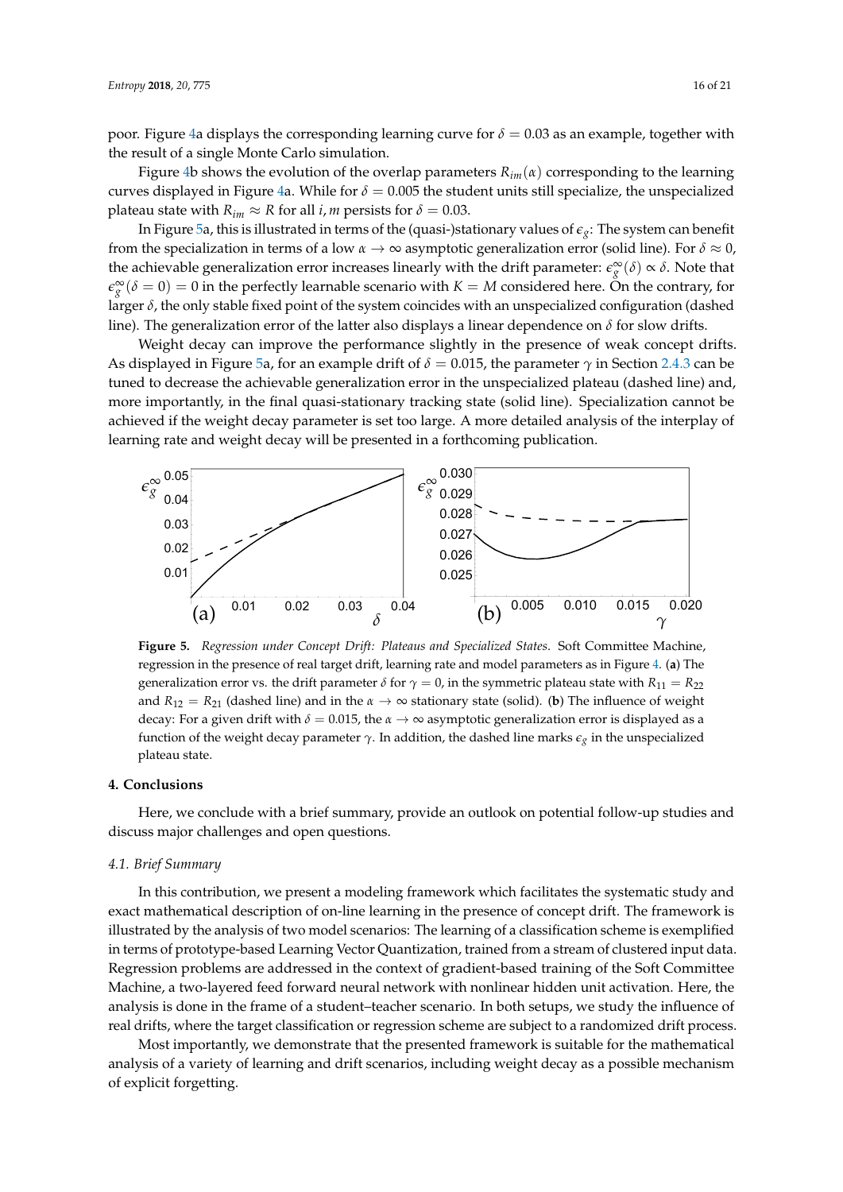poor. Figure 4a displays the corresponding learning curve for $\delta = 0.03$ as an example, together with the result of a single Monte Carlo simulation.

Figure 4b shows the evolution of the overlap parameters $R_{im}(\alpha)$ corresponding to the learning curves displayed in Figure 4a. While for $\delta = 0.005$ the student units still specialize, the unspecialized plateau state with $R_{im} \approx R$ for all $i, m$ persists for $\delta = 0.03$.

In Figure 5a, this is illustrated in terms of the (quasi-)stationary values of $\epsilon_g$: The system can benefit from the specialization in terms of a low $\alpha \to \infty$ asymptotic generalization error (solid line). For $\delta \approx 0$, the achievable generalization error increases linearly with the drift parameter: $\epsilon_g^\infty(\delta) \propto \delta$. Note that $\epsilon_g^\infty(\delta = 0) = 0$ in the perfectly learnable scenario with $K = M$ considered here. On the contrary, for larger $\delta$, the only stable fixed point of the system coincides with an unspecialized configuration (dashed line). The generalization error of the latter also displays a linear dependence on $\delta$ for slow drifts.

Weight decay can improve the performance slightly in the presence of weak concept drifts. As displayed in Figure 5a, for an example drift of $\delta = 0.015$, the parameter $\gamma$ in Section 2.4.3 can be tuned to decrease the achievable generalization error in the unspecialized plateau (dashed line) and, more importantly, in the final quasi-stationary tracking state (solid line). Specialization cannot be achieved if the weight decay parameter is set too large. A more detailed analysis of the interplay of learning rate and weight decay will be presented in a forthcoming publication.

**Figure 5.** *Regression under Concept Drift: Plateaus and Specialized States*. Soft Committee Machine, regression in the presence of real target drift, learning rate and model parameters as in Figure 4. (**a**) The generalization error vs. the drift parameter $\delta$ for $\gamma = 0$, in the symmetric plateau state with $R_{11} = R_{22}$ and $R_{12} = R_{21}$ (dashed line) and in the $\alpha \to \infty$ stationary state (solid). (**b**) The influence of weight decay: For a given drift with $\delta = 0.015$, the $\alpha \to \infty$ asymptotic generalization error is displayed as a function of the weight decay parameter $\gamma$. In addition, the dashed line marks $\epsilon_g$ in the unspecialized plateau state.

## 4. Conclusions

Here, we conclude with a brief summary, provide an outlook on potential follow-up studies and discuss major challenges and open questions.

### *4.1. Brief Summary*

In this contribution, we present a modeling framework which facilitates the systematic study and exact mathematical description of on-line learning in the presence of concept drift. The framework is illustrated by the analysis of two model scenarios: The learning of a classification scheme is exemplified in terms of prototype-based Learning Vector Quantization, trained from a stream of clustered input data. Regression problems are addressed in the context of gradient-based training of the Soft Committee Machine, a two-layered feed forward neural network with nonlinear hidden unit activation. Here, the analysis is done in the frame of a student–teacher scenario. In both setups, we study the influence of real drifts, where the target classification or regression scheme are subject to a randomized drift process.

Most importantly, we demonstrate that the presented framework is suitable for the mathematical analysis of a variety of learning and drift scenarios, including weight decay as a possible mechanism of explicit forgetting.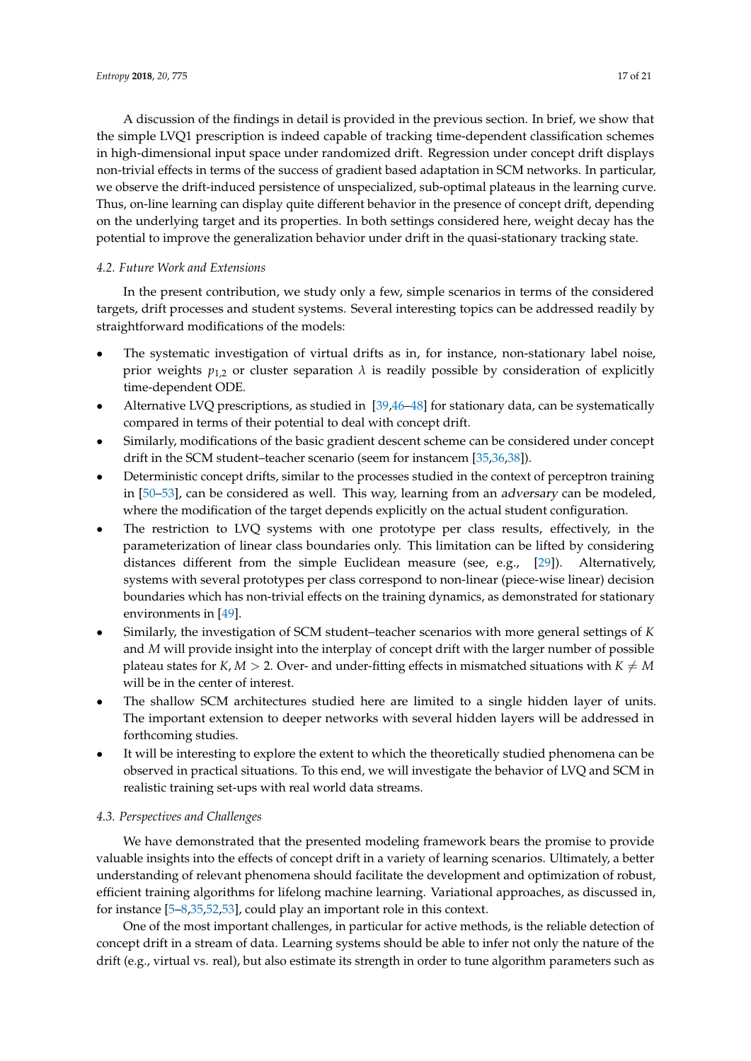A discussion of the findings in detail is provided in the previous section. In brief, we show that the simple LVQ1 prescription is indeed capable of tracking time-dependent classification schemes in high-dimensional input space under randomized drift. Regression under concept drift displays non-trivial effects in terms of the success of gradient based adaptation in SCM networks. In particular, we observe the drift-induced persistence of unspecialized, sub-optimal plateaus in the learning curve. Thus, on-line learning can display quite different behavior in the presence of concept drift, depending on the underlying target and its properties. In both settings considered here, weight decay has the potential to improve the generalization behavior under drift in the quasi-stationary tracking state.

### 4.2. Future Work and Extensions

In the present contribution, we study only a few, simple scenarios in terms of the considered targets, drift processes and student systems. Several interesting topics can be addressed readily by straightforward modifications of the models:

- The systematic investigation of virtual drifts as in, for instance, non-stationary label noise, prior weights $p_{1,2}$ or cluster separation $\lambda$ is readily possible by consideration of explicitly time-dependent ODE.
- Alternative LVQ prescriptions, as studied in [39,46–48] for stationary data, can be systematically compared in terms of their potential to deal with concept drift.
- Similarly, modifications of the basic gradient descent scheme can be considered under concept drift in the SCM student–teacher scenario (seem for instancem [35,36,38]).
- Deterministic concept drifts, similar to the processes studied in the context of perceptron training in [50–53], can be considered as well. This way, learning from an *adversary* can be modeled, where the modification of the target depends explicitly on the actual student configuration.
- The restriction to LVQ systems with one prototype per class results, effectively, in the parameterization of linear class boundaries only. This limitation can be lifted by considering distances different from the simple Euclidean measure (see, e.g., [29]). Alternatively, systems with several prototypes per class correspond to non-linear (piece-wise linear) decision boundaries which has non-trivial effects on the training dynamics, as demonstrated for stationary environments in [49].
- Similarly, the investigation of SCM student–teacher scenarios with more general settings of $K$ and $M$ will provide insight into the interplay of concept drift with the larger number of possible plateau states for $K, M > 2$. Over- and under-fitting effects in mismatched situations with $K \neq M$ will be in the center of interest.
- The shallow SCM architectures studied here are limited to a single hidden layer of units. The important extension to deeper networks with several hidden layers will be addressed in forthcoming studies.
- It will be interesting to explore the extent to which the theoretically studied phenomena can be observed in practical situations. To this end, we will investigate the behavior of LVQ and SCM in realistic training set-ups with real world data streams.

### 4.3. Perspectives and Challenges

We have demonstrated that the presented modeling framework bears the promise to provide valuable insights into the effects of concept drift in a variety of learning scenarios. Ultimately, a better understanding of relevant phenomena should facilitate the development and optimization of robust, efficient training algorithms for lifelong machine learning. Variational approaches, as discussed in, for instance [5–8,35,52,53], could play an important role in this context.

One of the most important challenges, in particular for active methods, is the reliable detection of concept drift in a stream of data. Learning systems should be able to infer not only the nature of the drift (e.g., virtual vs. real), but also estimate its strength in order to tune algorithm parameters such as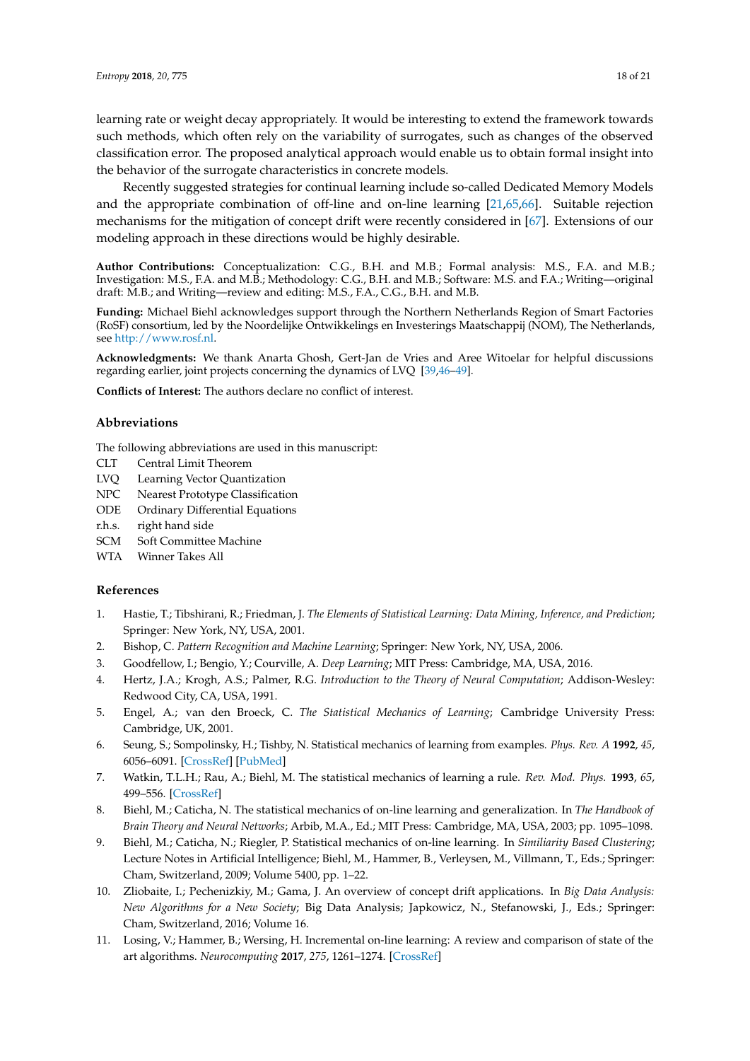learning rate or weight decay appropriately. It would be interesting to extend the framework towards such methods, which often rely on the variability of surrogates, such as changes of the observed classification error. The proposed analytical approach would enable us to obtain formal insight into the behavior of the surrogate characteristics in concrete models.

Recently suggested strategies for continual learning include so-called Dedicated Memory Models and the appropriate combination of off-line and on-line learning [21,65,66]. Suitable rejection mechanisms for the mitigation of concept drift were recently considered in [67]. Extensions of our modeling approach in these directions would be highly desirable.

**Author Contributions:** Conceptualization: C.G., B.H. and M.B.; Formal analysis: M.S., F.A. and M.B.; Investigation: M.S., F.A. and M.B.; Methodology: C.G., B.H. and M.B.; Software: M.S. and F.A.; Writing—original draft: M.B.; and Writing—review and editing: M.S., F.A., C.G., B.H. and M.B.

**Funding:** Michael Biehl acknowledges support through the Northern Netherlands Region of Smart Factories (RoSF) consortium, led by the Noordelijke Ontwikkelings en Investerings Maatschappij (NOM), The Netherlands, see http://www.rosf.nl.

**Acknowledgments:** We thank Anarta Ghosh, Gert-Jan de Vries and Aree Witoelar for helpful discussions regarding earlier, joint projects concerning the dynamics of LVQ [39,46–49].

**Conflicts of Interest:** The authors declare no conflict of interest.

## Abbreviations

The following abbreviations are used in this manuscript:

| | |
|---|---|
| CLT | Central Limit Theorem |
| LVQ | Learning Vector Quantization |
| NPC | Nearest Prototype Classification |
| ODE | Ordinary Differential Equations |
| r.h.s. | right hand side |
| SCM | Soft Committee Machine |
| WTA | Winner Takes All |

## References

1. Hastie, T.; Tibshirani, R.; Friedman, J. *The Elements of Statistical Learning: Data Mining, Inference, and Prediction*; Springer: New York, NY, USA, 2001.
2. Bishop, C. *Pattern Recognition and Machine Learning*; Springer: New York, NY, USA, 2006.
3. Goodfellow, I.; Bengio, Y.; Courville, A. *Deep Learning*; MIT Press: Cambridge, MA, USA, 2016.
4. Hertz, J.A.; Krogh, A.S.; Palmer, R.G. *Introduction to the Theory of Neural Computation*; Addison-Wesley: Redwood City, CA, USA, 1991.
5. Engel, A.; van den Broeck, C. *The Statistical Mechanics of Learning*; Cambridge University Press: Cambridge, UK, 2001.
6. Seung, S.; Sompolinsky, H.; Tishby, N. Statistical mechanics of learning from examples. *Phys. Rev. A* **1992**, *45*, 6056–6091. [CrossRef] [PubMed]
7. Watkin, T.L.H.; Rau, A.; Biehl, M. The statistical mechanics of learning a rule. *Rev. Mod. Phys.* **1993**, *65*, 499–556. [CrossRef]
8. Biehl, M.; Caticha, N. The statistical mechanics of on-line learning and generalization. In *The Handbook of Brain Theory and Neural Networks*; Arbib, M.A., Ed.; MIT Press: Cambridge, MA, USA, 2003; pp. 1095–1098.
9. Biehl, M.; Caticha, N.; Riegler, P. Statistical mechanics of on-line learning. In *Similiarity Based Clustering*; Lecture Notes in Artificial Intelligence; Biehl, M., Hammer, B., Verleysen, M., Villmann, T., Eds.; Springer: Cham, Switzerland, 2009; Volume 5400, pp. 1–22.
10. Zliobaite, I.; Pechenizkiy, M.; Gama, J. An overview of concept drift applications. In *Big Data Analysis: New Algorithms for a New Society*; Big Data Analysis; Japkowicz, N., Stefanowski, J., Eds.; Springer: Cham, Switzerland, 2016; Volume 16.
11. Losing, V.; Hammer, B.; Wersing, H. Incremental on-line learning: A review and comparison of state of the art algorithms. *Neurocomputing* **2017**, *275*, 1261–1274. [CrossRef]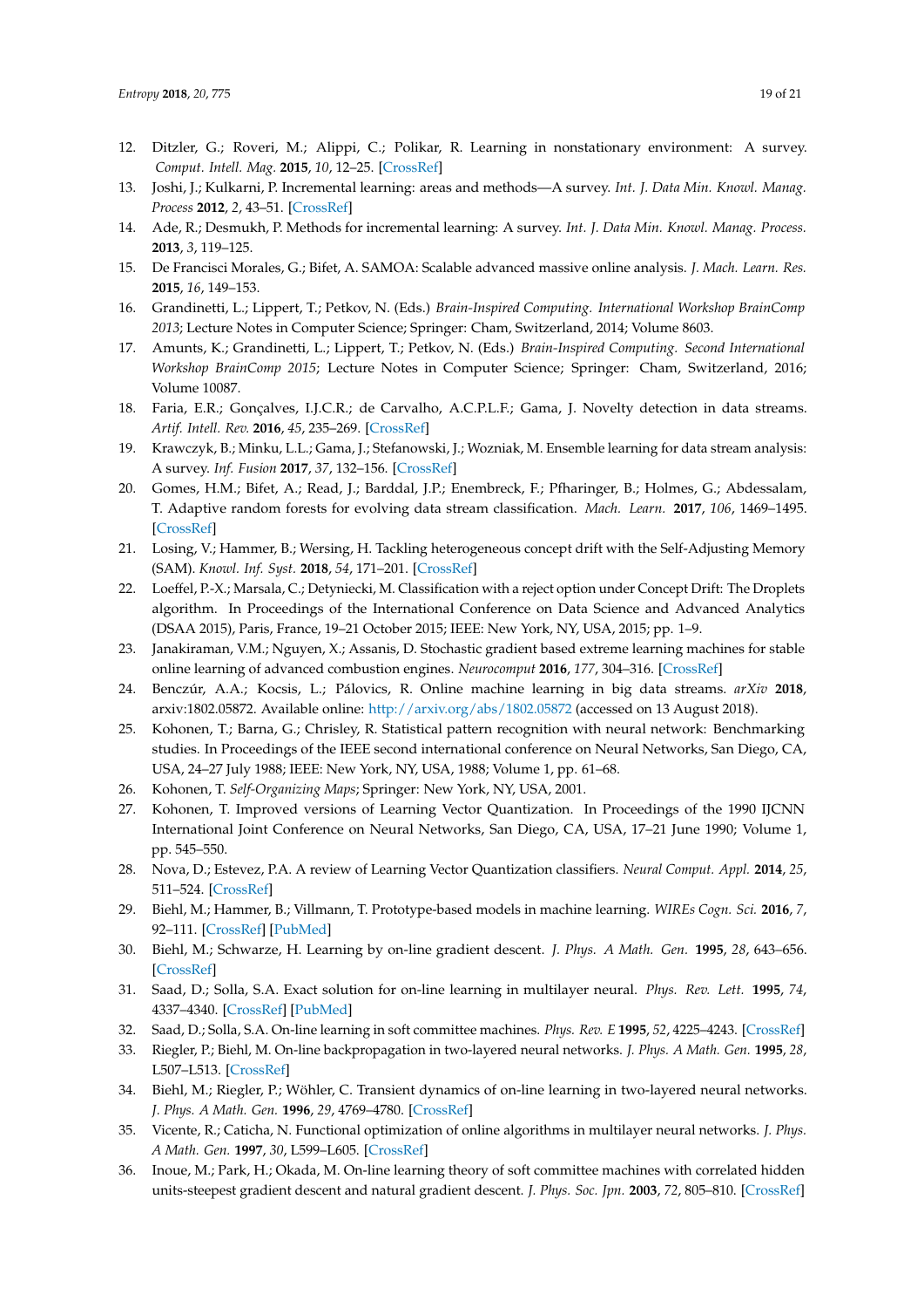12. Ditzler, G.; Roveri, M.; Alippi, C.; Polikar, R. Learning in nonstationary environment: A survey. *Comput. Intell. Mag.* **2015**, *10*, 12–25. [CrossRef]
13. Joshi, J.; Kulkarni, P. Incremental learning: areas and methods—A survey. *Int. J. Data Min. Knowl. Manag. Process* **2012**, *2*, 43–51. [CrossRef]
14. Ade, R.; Desmukh, P. Methods for incremental learning: A survey. *Int. J. Data Min. Knowl. Manag. Process.* **2013**, *3*, 119–125.
15. De Francisci Morales, G.; Bifet, A. SAMOA: Scalable advanced massive online analysis. *J. Mach. Learn. Res.* **2015**, *16*, 149–153.
16. Grandinetti, L.; Lippert, T.; Petkov, N. (Eds.) *Brain-Inspired Computing. International Workshop BrainComp 2013*; Lecture Notes in Computer Science; Springer: Cham, Switzerland, 2014; Volume 8603.
17. Amunts, K.; Grandinetti, L.; Lippert, T.; Petkov, N. (Eds.) *Brain-Inspired Computing. Second International Workshop BrainComp 2015*; Lecture Notes in Computer Science; Springer: Cham, Switzerland, 2016; Volume 10087.
18. Faria, E.R.; Gonçalves, I.J.C.R.; de Carvalho, A.C.P.L.F.; Gama, J. Novelty detection in data streams. *Artif. Intell. Rev.* **2016**, *45*, 235–269. [CrossRef]
19. Krawczyk, B.; Minku, L.L.; Gama, J.; Stefanowski, J.; Wozniak, M. Ensemble learning for data stream analysis: A survey. *Inf. Fusion* **2017**, *37*, 132–156. [CrossRef]
20. Gomes, H.M.; Bifet, A.; Read, J.; Barddal, J.P.; Enembreck, F.; Pfharinger, B.; Holmes, G.; Abdessalam, T. Adaptive random forests for evolving data stream classification. *Mach. Learn.* **2017**, *106*, 1469–1495. [CrossRef]
21. Losing, V.; Hammer, B.; Wersing, H. Tackling heterogeneous concept drift with the Self-Adjusting Memory (SAM). *Knowl. Inf. Syst.* **2018**, *54*, 171–201. [CrossRef]
22. Loeffel, P.-X.; Marsala, C.; Detyniecki, M. Classification with a reject option under Concept Drift: The Droplets algorithm. In Proceedings of the International Conference on Data Science and Advanced Analytics (DSAA 2015), Paris, France, 19–21 October 2015; IEEE: New York, NY, USA, 2015; pp. 1–9.
23. Janakiraman, V.M.; Nguyen, X.; Assanis, D. Stochastic gradient based extreme learning machines for stable online learning of advanced combustion engines. *Neurocomput* **2016**, *177*, 304–316. [CrossRef]
24. Benczúr, A.A.; Kocsis, L.; Pálovics, R. Online machine learning in big data streams. *arXiv* **2018**, arxiv:1802.05872. Available online: http://arxiv.org/abs/1802.05872 (accessed on 13 August 2018).
25. Kohonen, T.; Barna, G.; Chrisley, R. Statistical pattern recognition with neural network: Benchmarking studies. In Proceedings of the IEEE second international conference on Neural Networks, San Diego, CA, USA, 24–27 July 1988; IEEE: New York, NY, USA, 1988; Volume 1, pp. 61–68.
26. Kohonen, T. *Self-Organizing Maps*; Springer: New York, NY, USA, 2001.
27. Kohonen, T. Improved versions of Learning Vector Quantization. In Proceedings of the 1990 IJCNN International Joint Conference on Neural Networks, San Diego, CA, USA, 17–21 June 1990; Volume 1, pp. 545–550.
28. Nova, D.; Estevez, P.A. A review of Learning Vector Quantization classifiers. *Neural Comput. Appl.* **2014**, *25*, 511–524. [CrossRef]
29. Biehl, M.; Hammer, B.; Villmann, T. Prototype-based models in machine learning. *WIREs Cogn. Sci.* **2016**, *7*, 92–111. [CrossRef] [PubMed]
30. Biehl, M.; Schwarze, H. Learning by on-line gradient descent. *J. Phys. A Math. Gen.* **1995**, *28*, 643–656. [CrossRef]
31. Saad, D.; Solla, S.A. Exact solution for on-line learning in multilayer neural. *Phys. Rev. Lett.* **1995**, *74*, 4337–4340. [CrossRef] [PubMed]
32. Saad, D.; Solla, S.A. On-line learning in soft committee machines. *Phys. Rev. E* **1995**, *52*, 4225–4243. [CrossRef]
33. Riegler, P.; Biehl, M. On-line backpropagation in two-layered neural networks. *J. Phys. A Math. Gen.* **1995**, *28*, L507–L513. [CrossRef]
34. Biehl, M.; Riegler, P.; Wöhler, C. Transient dynamics of on-line learning in two-layered neural networks. *J. Phys. A Math. Gen.* **1996**, *29*, 4769–4780. [CrossRef]
35. Vicente, R.; Caticha, N. Functional optimization of online algorithms in multilayer neural networks. *J. Phys. A Math. Gen.* **1997**, *30*, L599–L605. [CrossRef]
36. Inoue, M.; Park, H.; Okada, M. On-line learning theory of soft committee machines with correlated hidden units-steepest gradient descent and natural gradient descent. *J. Phys. Soc. Jpn.* **2003**, *72*, 805–810. [CrossRef]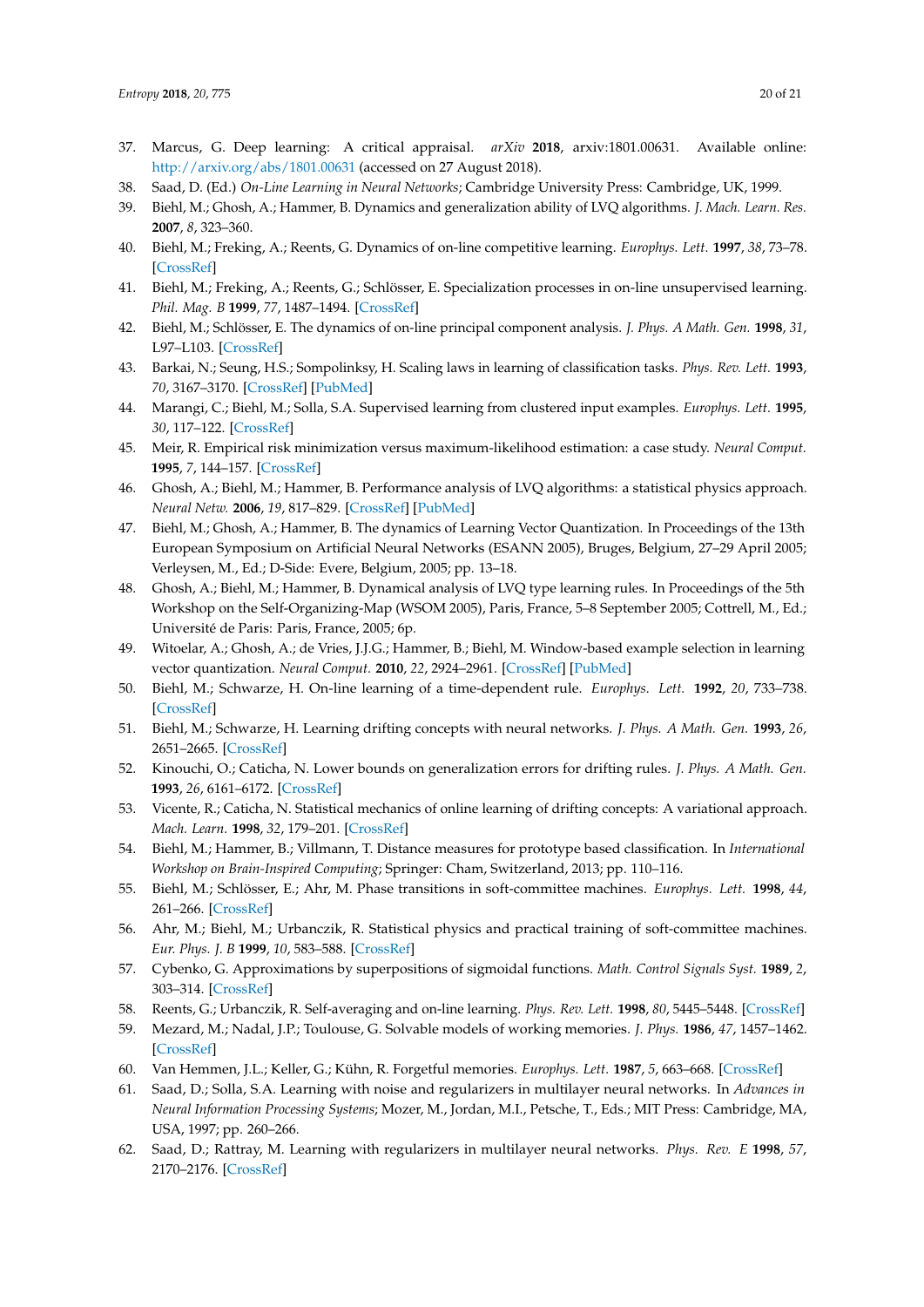37. Marcus, G. Deep learning: A critical appraisal. *arXiv* **2018**, arxiv:1801.00631. Available online: http://arxiv.org/abs/1801.00631 (accessed on 27 August 2018).
38. Saad, D. (Ed.) *On-Line Learning in Neural Networks*; Cambridge University Press: Cambridge, UK, 1999.
39. Biehl, M.; Ghosh, A.; Hammer, B. Dynamics and generalization ability of LVQ algorithms. *J. Mach. Learn. Res.* **2007**, *8*, 323–360.
40. Biehl, M.; Freking, A.; Reents, G. Dynamics of on-line competitive learning. *Europhys. Lett.* **1997**, *38*, 73–78. [CrossRef]
41. Biehl, M.; Freking, A.; Reents, G.; Schlösser, E. Specialization processes in on-line unsupervised learning. *Phil. Mag. B* **1999**, *77*, 1487–1494. [CrossRef]
42. Biehl, M.; Schlösser, E. The dynamics of on-line principal component analysis. *J. Phys. A Math. Gen.* **1998**, *31*, L97–L103. [CrossRef]
43. Barkai, N.; Seung, H.S.; Sompolinksy, H. Scaling laws in learning of classification tasks. *Phys. Rev. Lett.* **1993**, *70*, 3167–3170. [CrossRef] [PubMed]
44. Marangi, C.; Biehl, M.; Solla, S.A. Supervised learning from clustered input examples. *Europhys. Lett.* **1995**, *30*, 117–122. [CrossRef]
45. Meir, R. Empirical risk minimization versus maximum-likelihood estimation: a case study. *Neural Comput.* **1995**, *7*, 144–157. [CrossRef]
46. Ghosh, A.; Biehl, M.; Hammer, B. Performance analysis of LVQ algorithms: a statistical physics approach. *Neural Netw.* **2006**, *19*, 817–829. [CrossRef] [PubMed]
47. Biehl, M.; Ghosh, A.; Hammer, B. The dynamics of Learning Vector Quantization. In Proceedings of the 13th European Symposium on Artificial Neural Networks (ESANN 2005), Bruges, Belgium, 27–29 April 2005; Verleysen, M., Ed.; D-Side: Evere, Belgium, 2005; pp. 13–18.
48. Ghosh, A.; Biehl, M.; Hammer, B. Dynamical analysis of LVQ type learning rules. In Proceedings of the 5th Workshop on the Self-Organizing-Map (WSOM 2005), Paris, France, 5–8 September 2005; Cottrell, M., Ed.; Université de Paris: Paris, France, 2005; 6p.
49. Witoelar, A.; Ghosh, A.; de Vries, J.J.G.; Hammer, B.; Biehl, M. Window-based example selection in learning vector quantization. *Neural Comput.* **2010**, *22*, 2924–2961. [CrossRef] [PubMed]
50. Biehl, M.; Schwarze, H. On-line learning of a time-dependent rule. *Europhys. Lett.* **1992**, *20*, 733–738. [CrossRef]
51. Biehl, M.; Schwarze, H. Learning drifting concepts with neural networks. *J. Phys. A Math. Gen.* **1993**, *26*, 2651–2665. [CrossRef]
52. Kinouchi, O.; Caticha, N. Lower bounds on generalization errors for drifting rules. *J. Phys. A Math. Gen.* **1993**, *26*, 6161–6172. [CrossRef]
53. Vicente, R.; Caticha, N. Statistical mechanics of online learning of drifting concepts: A variational approach. *Mach. Learn.* **1998**, *32*, 179–201. [CrossRef]
54. Biehl, M.; Hammer, B.; Villmann, T. Distance measures for prototype based classification. In *International Workshop on Brain-Inspired Computing*; Springer: Cham, Switzerland, 2013; pp. 110–116.
55. Biehl, M.; Schlösser, E.; Ahr, M. Phase transitions in soft-committee machines. *Europhys. Lett.* **1998**, *44*, 261–266. [CrossRef]
56. Ahr, M.; Biehl, M.; Urbanczik, R. Statistical physics and practical training of soft-committee machines. *Eur. Phys. J. B* **1999**, *10*, 583–588. [CrossRef]
57. Cybenko, G. Approximations by superpositions of sigmoidal functions. *Math. Control Signals Syst.* **1989**, *2*, 303–314. [CrossRef]
58. Reents, G.; Urbanczik, R. Self-averaging and on-line learning. *Phys. Rev. Lett.* **1998**, *80*, 5445–5448. [CrossRef]
59. Mezard, M.; Nadal, J.P.; Toulouse, G. Solvable models of working memories. *J. Phys.* **1986**, *47*, 1457–1462. [CrossRef]
60. Van Hemmen, J.L.; Keller, G.; Kühn, R. Forgetful memories. *Europhys. Lett.* **1987**, *5*, 663–668. [CrossRef]
61. Saad, D.; Solla, S.A. Learning with noise and regularizers in multilayer neural networks. In *Advances in Neural Information Processing Systems*; Mozer, M., Jordan, M.I., Petsche, T., Eds.; MIT Press: Cambridge, MA, USA, 1997; pp. 260–266.
62. Saad, D.; Rattray, M. Learning with regularizers in multilayer neural networks. *Phys. Rev. E* **1998**, *57*, 2170–2176. [CrossRef]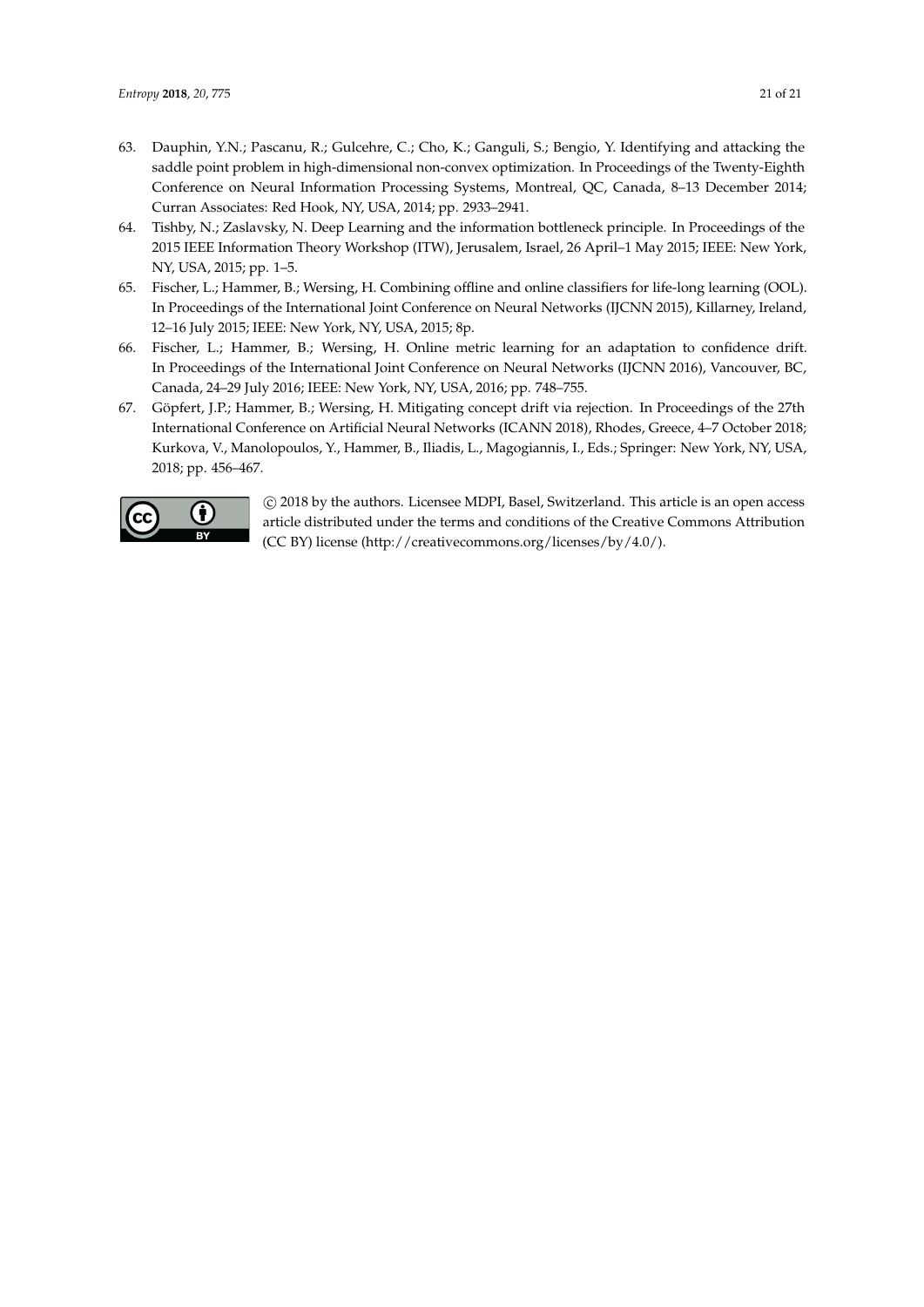63. Dauphin, Y.N.; Pascanu, R.; Gulcehre, C.; Cho, K.; Ganguli, S.; Bengio, Y. Identifying and attacking the saddle point problem in high-dimensional non-convex optimization. In Proceedings of the Twenty-Eighth Conference on Neural Information Processing Systems, Montreal, QC, Canada, 8–13 December 2014; Curran Associates: Red Hook, NY, USA, 2014; pp. 2933–2941.
64. Tishby, N.; Zaslavsky, N. Deep Learning and the information bottleneck principle. In Proceedings of the 2015 IEEE Information Theory Workshop (ITW), Jerusalem, Israel, 26 April–1 May 2015; IEEE: New York, NY, USA, 2015; pp. 1–5.
65. Fischer, L.; Hammer, B.; Wersing, H. Combining offline and online classifiers for life-long learning (OOL). In Proceedings of the International Joint Conference on Neural Networks (IJCNN 2015), Killarney, Ireland, 12–16 July 2015; IEEE: New York, NY, USA, 2015; 8p.
66. Fischer, L.; Hammer, B.; Wersing, H. Online metric learning for an adaptation to confidence drift. In Proceedings of the International Joint Conference on Neural Networks (IJCNN 2016), Vancouver, BC, Canada, 24–29 July 2016; IEEE: New York, NY, USA, 2016; pp. 748–755.
67. Göpfert, J.P.; Hammer, B.; Wersing, H. Mitigating concept drift via rejection. In Proceedings of the 27th International Conference on Artificial Neural Networks (ICANN 2018), Rhodes, Greece, 4–7 October 2018; Kurkova, V., Manolopoulos, Y., Hammer, B., Iliadis, L., Magogiannis, I., Eds.; Springer: New York, NY, USA, 2018; pp. 456–467.

© 2018 by the authors. Licensee MDPI, Basel, Switzerland. This article is an open access article distributed under the terms and conditions of the Creative Commons Attribution (CC BY) license (http://creativecommons.org/licenses/by/4.0/).